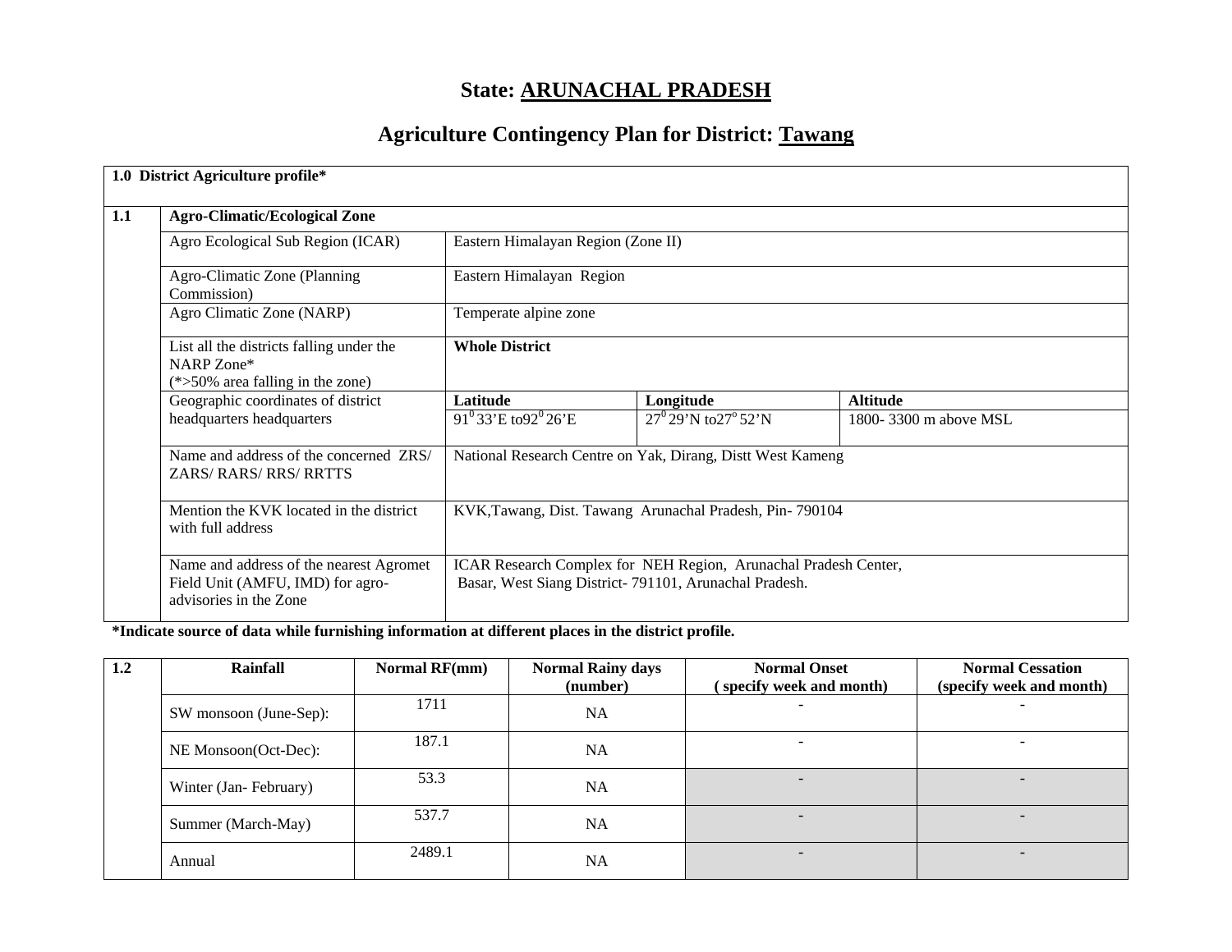# State: ARUNACHAL PRADESH

## Agriculture Contingency Plan for District: Tawang

| **1.0 District Agriculture profile*** | | | | |
|---|---|---|---|---|
| **1.1** | **Agro-Climatic/Ecological Zone** | | | |
| | Agro Ecological Sub Region (ICAR) | Eastern Himalayan Region (Zone II) | | |
| | Agro-Climatic Zone (Planning Commission) | Eastern Himalayan Region | | |
| | Agro Climatic Zone (NARP) | Temperate alpine zone | | |
| | List all the districts falling under the NARP Zone* (*>50% area falling in the zone) | **Whole District** | | |
| | Geographic coordinates of district headquarters headquarters | **Latitude** | **Longitude** | **Altitude** |
| | | $91^0$ 33'E to$92^0$ 26'E | $27^0$ 29'N to$27^o$ 52'N | 1800- 3300 m above MSL |
| | Name and address of the concerned ZRS/ ZARS/ RARS/ RRS/ RRTTS | National Research Centre on Yak, Dirang, Distt West Kameng | | |
| | Mention the KVK located in the district with full address | KVK,Tawang, Dist. Tawang Arunachal Pradesh, Pin- 790104 | | |
| | Name and address of the nearest Agromet Field Unit (AMFU, IMD) for agro-advisories in the Zone | ICAR Research Complex for NEH Region, Arunachal Pradesh Center, Basar, West Siang District- 791101, Arunachal Pradesh. | | |

**\*Indicate source of data while furnishing information at different places in the district profile.**

| 1.2 | Rainfall | Normal RF(mm) | Normal Rainy days (number) | Normal Onset ( specify week and month) | Normal Cessation (specify week and month) |
|---|---|---|---|---|---|
| | SW monsoon (June-Sep): | 1711 | NA | - | - |
| | NE Monsoon(Oct-Dec): | 187.1 | NA | - | - |
| | Winter (Jan- February) | 53.3 | NA | - | - |
| | Summer (March-May) | 537.7 | NA | - | - |
| | Annual | 2489.1 | NA | - | - |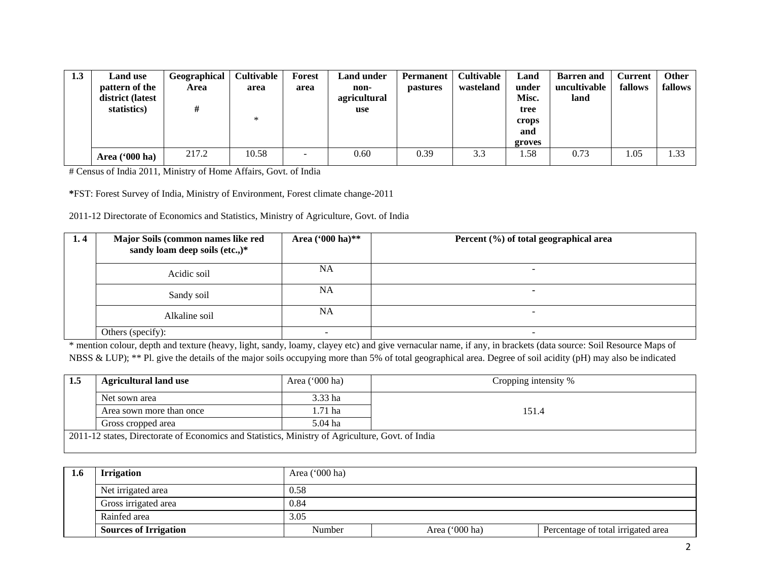| 1.3 | Land use pattern of the district (latest statistics) | Geographical Area # | Cultivable area * | Forest area | Land under non-agricultural use | Permanent pastures | Cultivable wasteland | Land under Misc. tree crops and groves | Barren and uncultivable land | Current fallows | Other fallows |
|---|---|---|---|---|---|---|---|---|---|---|---|
| | Area ('000 ha) | 217.2 | 10.58 | - | 0.60 | 0.39 | 3.3 | 1.58 | 0.73 | 1.05 | 1.33 |

# Census of India 2011, Ministry of Home Affairs, Govt. of India

**\***FST: Forest Survey of India, Ministry of Environment, Forest climate change-2011

2011-12 Directorate of Economics and Statistics, Ministry of Agriculture, Govt. of India

| 1. 4 | Major Soils (common names like red sandy loam deep soils (etc.,)* | Area ('000 ha)** | Percent (%) of total geographical area |
|---|---|---|---|
| | Acidic soil | NA | - |
| | Sandy soil | NA | - |
| | Alkaline soil | NA | - |
| | Others (specify): | - | - |

\* mention colour, depth and texture (heavy, light, sandy, loamy, clayey etc) and give vernacular name, if any, in brackets (data source: Soil Resource Maps of NBSS & LUP); ** Pl. give the details of the major soils occupying more than 5% of total geographical area. Degree of soil acidity (pH) may also be indicated

| 1.5 | Agricultural land use | Area ('000 ha) | Cropping intensity % |
|---|---|---|---|
| | Net sown area | 3.33 ha | 151.4 |
| | Area sown more than once | 1.71 ha | |
| | Gross cropped area | 5.04 ha | |
| 2011-12 states, Directorate of Economics and Statistics, Ministry of Agriculture, Govt. of India | | | |

| 1.6 | Irrigation | Area ('000 ha) | | |
|---|---|---|---|---|
| | Net irrigated area | 0.58 | | |
| | Gross irrigated area | 0.84 | | |
| | Rainfed area | 3.05 | | |
| | **Sources of Irrigation** | Number | Area ('000 ha) | Percentage of total irrigated area |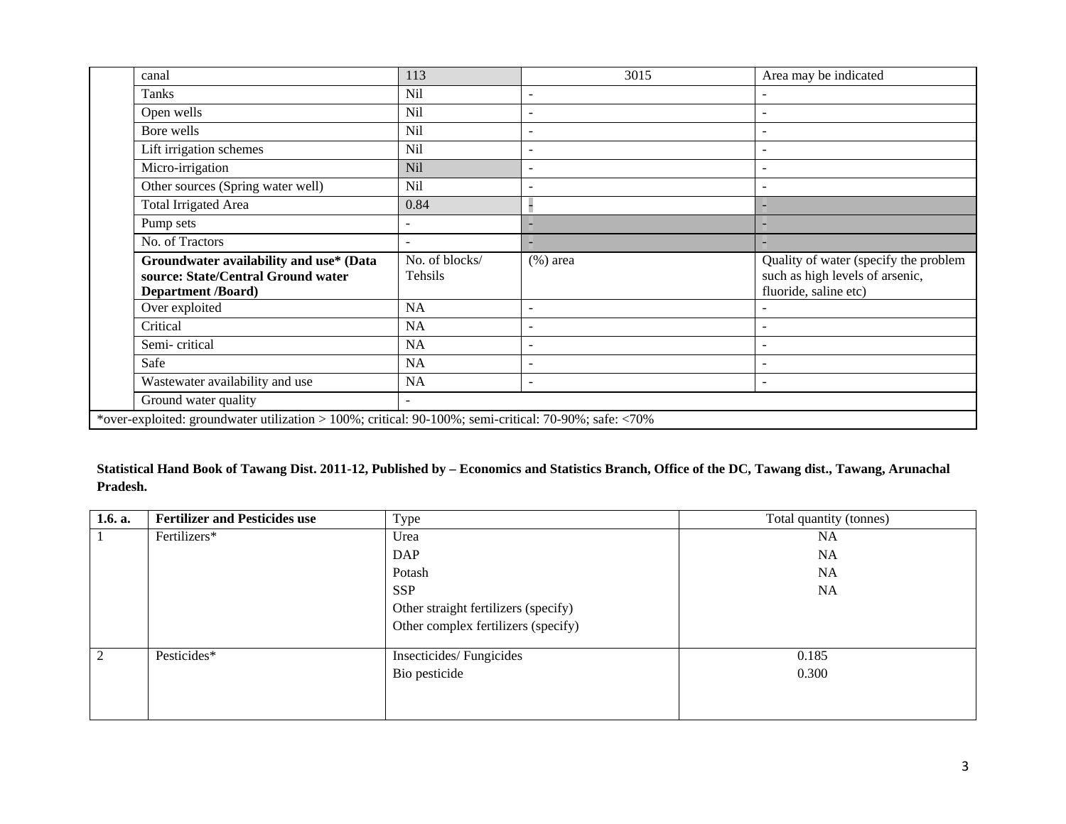| | canal | 113 | 3015 | Area may be indicated |
|---|---|---|---|---|
| | Tanks | Nil | - | - |
| | Open wells | Nil | - | - |
| | Bore wells | Nil | - | - |
| | Lift irrigation schemes | Nil | - | - |
| | Micro-irrigation | Nil | - | - |
| | Other sources (Spring water well) | Nil | - | - |
| | Total Irrigated Area | 0.84 | - | - |
| | Pump sets | - | - | - |
| | No. of Tractors | - | - | - |
| | **Groundwater availability and use* (Data source: State/Central Ground water Department /Board)** | No. of blocks/ Tehsils | (%) area | Quality of water (specify the problem such as high levels of arsenic, fluoride, saline etc) |
| | Over exploited | NA | - | - |
| | Critical | NA | - | - |
| | Semi- critical | NA | - | - |
| | Safe | NA | - | - |
| | Wastewater availability and use | NA | - | - |
| | Ground water quality | - | | |
| *over-exploited: groundwater utilization > 100%; critical: 90-100%; semi-critical: 70-90%; safe: <70% | | | | |

**Statistical Hand Book of Tawang Dist. 2011-12, Published by – Economics and Statistics Branch, Office of the DC, Tawang dist., Tawang, Arunachal Pradesh.**

| 1.6. a. | Fertilizer and Pesticides use | Type | Total quantity (tonnes) |
|---|---|---|---|
| 1 | Fertilizers* | Urea | NA |
| | | DAP | NA |
| | | Potash | NA |
| | | SSP | NA |
| | | Other straight fertilizers (specify) | |
| | | Other complex fertilizers (specify) | |
| 2 | Pesticides* | Insecticides/ Fungicides | 0.185 |
| | | Bio pesticide | 0.300 |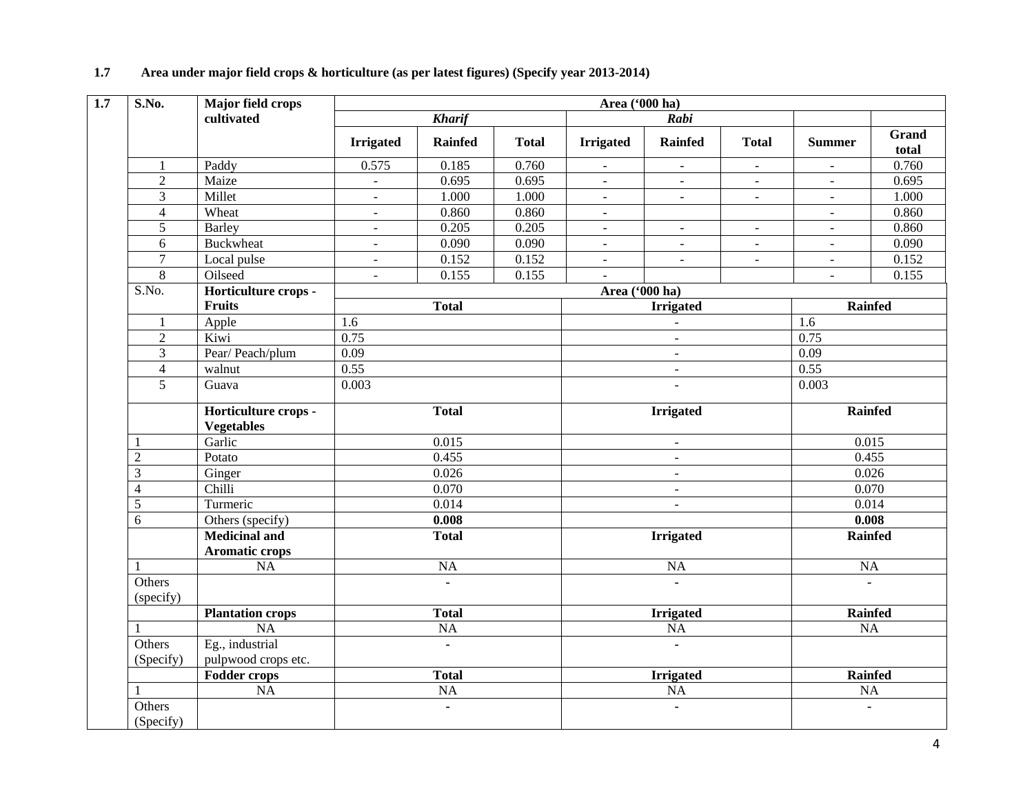**1.7 Area under major field crops & horticulture (as per latest figures) (Specify year 2013-2014)**

| 1.7 | S.No. | Major field crops cultivated | Area ('000 ha) | | | | | | | |
|---|---|---|---|---|---|---|---|---|---|---|
| | | | *Kharif* | | | *Rabi* | | | | |
| | | | **Irrigated** | **Rainfed** | **Total** | **Irrigated** | **Rainfed** | **Total** | **Summer** | **Grand total** |
| | 1 | Paddy | 0.575 | 0.185 | 0.760 | - | - | - | - | 0.760 |
| | 2 | Maize | - | 0.695 | 0.695 | - | - | - | - | 0.695 |
| | 3 | Millet | - | 1.000 | 1.000 | - | - | - | - | 1.000 |
| | 4 | Wheat | - | 0.860 | 0.860 | - | | | - | 0.860 |
| | 5 | Barley | - | 0.205 | 0.205 | - | - | - | - | 0.860 |
| | 6 | Buckwheat | - | 0.090 | 0.090 | - | - | - | - | 0.090 |
| | 7 | Local pulse | - | 0.152 | 0.152 | - | - | - | - | 0.152 |
| | 8 | Oilseed | - | 0.155 | 0.155 | - | | | - | 0.155 |

| S.No. | Horticulture crops - Fruits | Area ('000 ha) | | |
|---|---|---|---|---|
| | | **Total** | **Irrigated** | **Rainfed** |
| 1 | Apple | 1.6 | - | 1.6 |
| 2 | Kiwi | 0.75 | - | 0.75 |
| 3 | Pear/ Peach/plum | 0.09 | - | 0.09 |
| 4 | walnut | 0.55 | - | 0.55 |
| 5 | Guava | 0.003 | - | 0.003 |
| | **Horticulture crops - Vegetables** | **Total** | **Irrigated** | **Rainfed** |
| 1 | Garlic | 0.015 | - | 0.015 |
| 2 | Potato | 0.455 | - | 0.455 |
| 3 | Ginger | 0.026 | - | 0.026 |
| 4 | Chilli | 0.070 | - | 0.070 |
| 5 | Turmeric | 0.014 | - | 0.014 |
| 6 | Others (specify) | **0.008** | | **0.008** |
| | **Medicinal and Aromatic crops** | **Total** | **Irrigated** | **Rainfed** |
| 1 | NA | NA | NA | NA |
| Others (specify) | | - | - | - |
| | **Plantation crops** | **Total** | **Irrigated** | **Rainfed** |
| 1 | NA | NA | NA | NA |
| Others (Specify) | Eg., industrial pulpwood crops etc. | - | - | |
| | **Fodder crops** | **Total** | **Irrigated** | **Rainfed** |
| 1 | NA | NA | NA | NA |
| Others (Specify) | | - | - | - |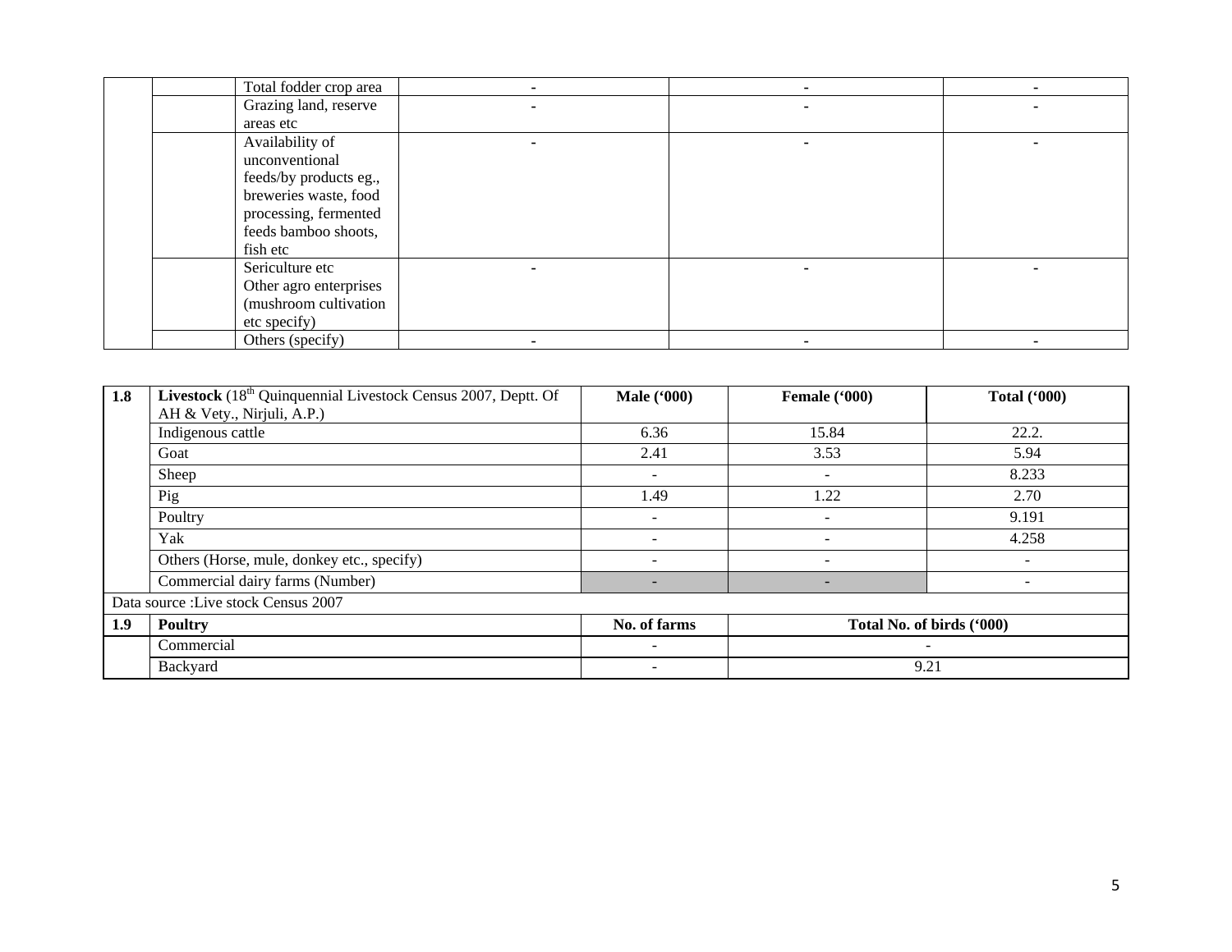|  |  | Total fodder crop area | - | - | - |
|---|---|---|---|---|---|
|  |  | Grazing land, reserve areas etc | - | - | - |
|  |  | Availability of unconventional feeds/by products eg., breweries waste, food processing, fermented feeds bamboo shoots, fish etc | - | - | - |
|  |  | Sericulture etc Other agro enterprises (mushroom cultivation etc specify) | - | - | - |
|  |  | Others (specify) | - | - | - |

| 1.8 | **Livestock** (18th Quinquennial Livestock Census 2007, Deptt. Of AH & Vety., Nirjuli, A.P.) | **Male ('000)** | **Female ('000)** | **Total ('000)** |
|---|---|---|---|---|
|  | Indigenous cattle | 6.36 | 15.84 | 22.2. |
|  | Goat | 2.41 | 3.53 | 5.94 |
|  | Sheep | - | - | 8.233 |
|  | Pig | 1.49 | 1.22 | 2.70 |
|  | Poultry | - | - | 9.191 |
|  | Yak | - | - | 4.258 |
|  | Others (Horse, mule, donkey etc., specify) | - | - | - |
|  | Commercial dairy farms (Number) | - | - | - |
| Data source :Live stock Census 2007 | | | | |
| **1.9** | **Poultry** | **No. of farms** | **Total No. of birds ('000)** | |
|  | Commercial | - | - | |
|  | Backyard | - | 9.21 | |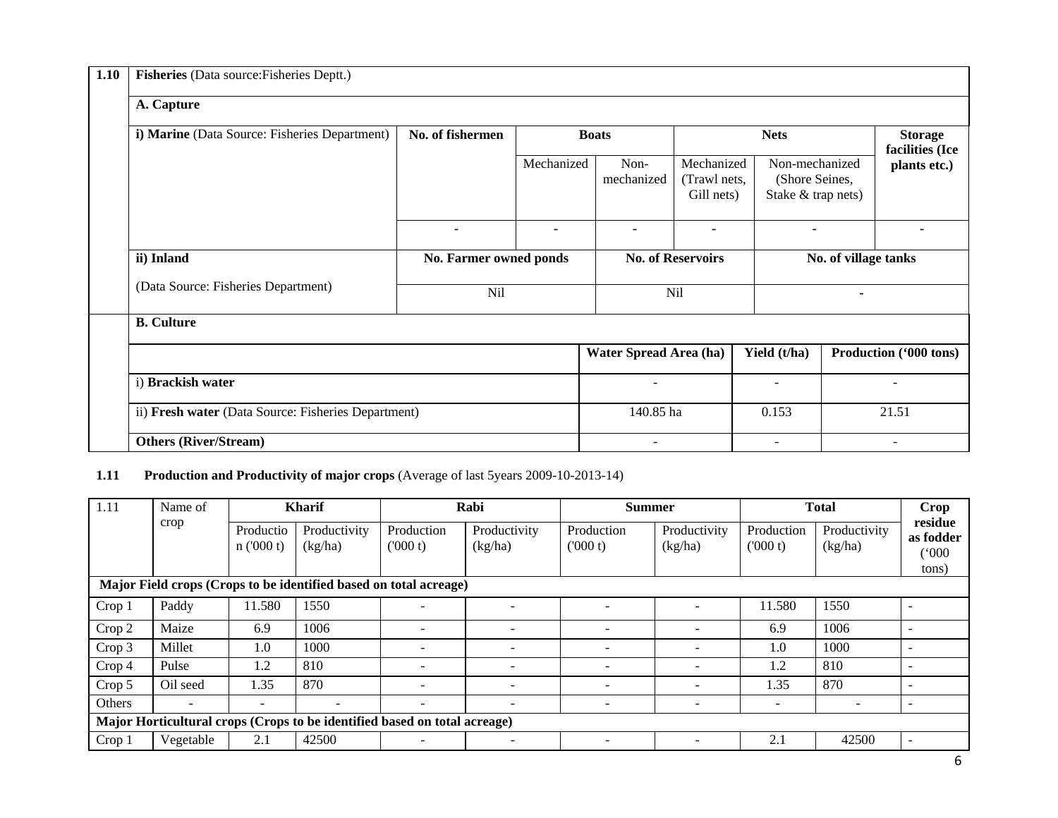| 1.10 | **Fisheries** (Data source:Fisheries Deptt.) | | | | | | |
|---|---|---|---|---|---|---|---|
| | **A. Capture** | | | | | | |
| | **i) Marine** (Data Source: Fisheries Department) | **No. of fishermen** | **Boats** | | **Nets** | | **Storage facilities (Ice plants etc.)** |
| | | | Mechanized | Non-mechanized | Mechanized (Trawl nets, Gill nets) | Non-mechanized (Shore Seines, Stake & trap nets) | |
| | | - | - | - | - | - | - |
| | **ii) Inland** (Data Source: Fisheries Department) | **No. Farmer owned ponds** | | **No. of Reservoirs** | | **No. of village tanks** | |
| | | Nil | | Nil | | - | |
| | **B. Culture** | | | | | | |
| | | | | **Water Spread Area (ha)** | | **Yield (t/ha)** | **Production ('000 tons)** |
| | i) **Brackish water** | | | - | | - | - |
| | ii) **Fresh water** (Data Source: Fisheries Department) | | | 140.85 ha | | 0.153 | 21.51 |
| | **Others (River/Stream)** | | | - | | - | - |

**1.11 Production and Productivity of major crops** (Average of last 5years 2009-10-2013-14)

| 1.11 | Name of crop | **Kharif** | | **Rabi** | | **Summer** | | **Total** | | **Crop residue as fodder ('000 tons)** |
|---|---|---|---|---|---|---|---|---|---|---|
| | | Production ('000 t) | Productivity (kg/ha) | Production ('000 t) | Productivity (kg/ha) | Production ('000 t) | Productivity (kg/ha) | Production ('000 t) | Productivity (kg/ha) | |
| **Major Field crops (Crops to be identified based on total acreage)** | | | | | | | | | | |
| Crop 1 | Paddy | 11.580 | 1550 | - | - | - | - | 11.580 | 1550 | - |
| Crop 2 | Maize | 6.9 | 1006 | - | - | - | - | 6.9 | 1006 | - |
| Crop 3 | Millet | 1.0 | 1000 | - | - | - | - | 1.0 | 1000 | - |
| Crop 4 | Pulse | 1.2 | 810 | - | - | - | - | 1.2 | 810 | - |
| Crop 5 | Oil seed | 1.35 | 870 | - | - | - | - | 1.35 | 870 | - |
| Others | - | - | - | - | - | - | - | - | - | - |
| **Major Horticultural crops (Crops to be identified based on total acreage)** | | | | | | | | | | |
| Crop 1 | Vegetable | 2.1 | 42500 | - | - | - | - | 2.1 | 42500 | - |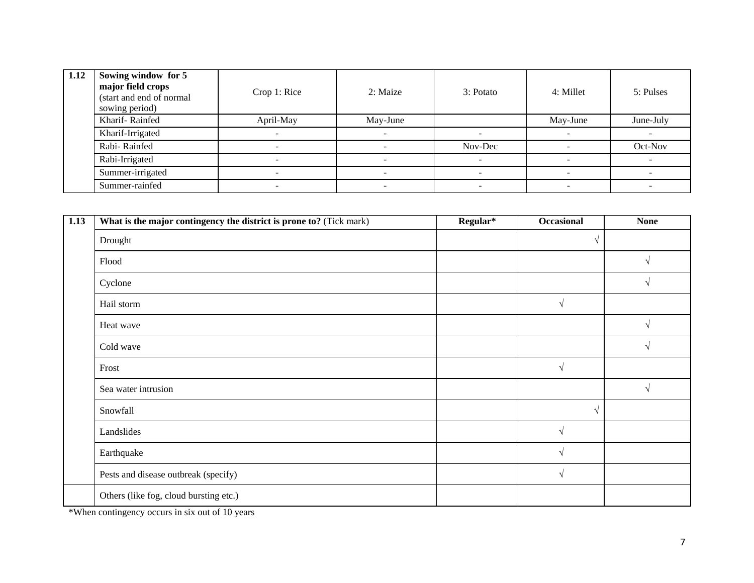| 1.12 | Sowing window for 5 major field crops (start and end of normal sowing period) | Crop 1: Rice | 2: Maize | 3: Potato | 4: Millet | 5: Pulses |
|---|---|---|---|---|---|---|
| | Kharif- Rainfed | April-May | May-June | | May-June | June-July |
| | Kharif-Irrigated | - | - | - | - | - |
| | Rabi- Rainfed | - | - | Nov-Dec | - | Oct-Nov |
| | Rabi-Irrigated | - | - | - | - | - |
| | Summer-irrigated | - | - | - | - | - |
| | Summer-rainfed | - | - | - | - | - |

| 1.13 | **What is the major contingency the district is prone to?** (Tick mark) | **Regular*** | **Occasional** | **None** |
|---|---|---|---|---|
| | Drought | | √ | |
| | Flood | | | √ |
| | Cyclone | | | √ |
| | Hail storm | | √ | |
| | Heat wave | | | √ |
| | Cold wave | | | √ |
| | Frost | | √ | |
| | Sea water intrusion | | | √ |
| | Snowfall | | √ | |
| | Landslides | | √ | |
| | Earthquake | | √ | |
| | Pests and disease outbreak (specify) | | √ | |
| | Others (like fog, cloud bursting etc.) | | | |

*When contingency occurs in six out of 10 years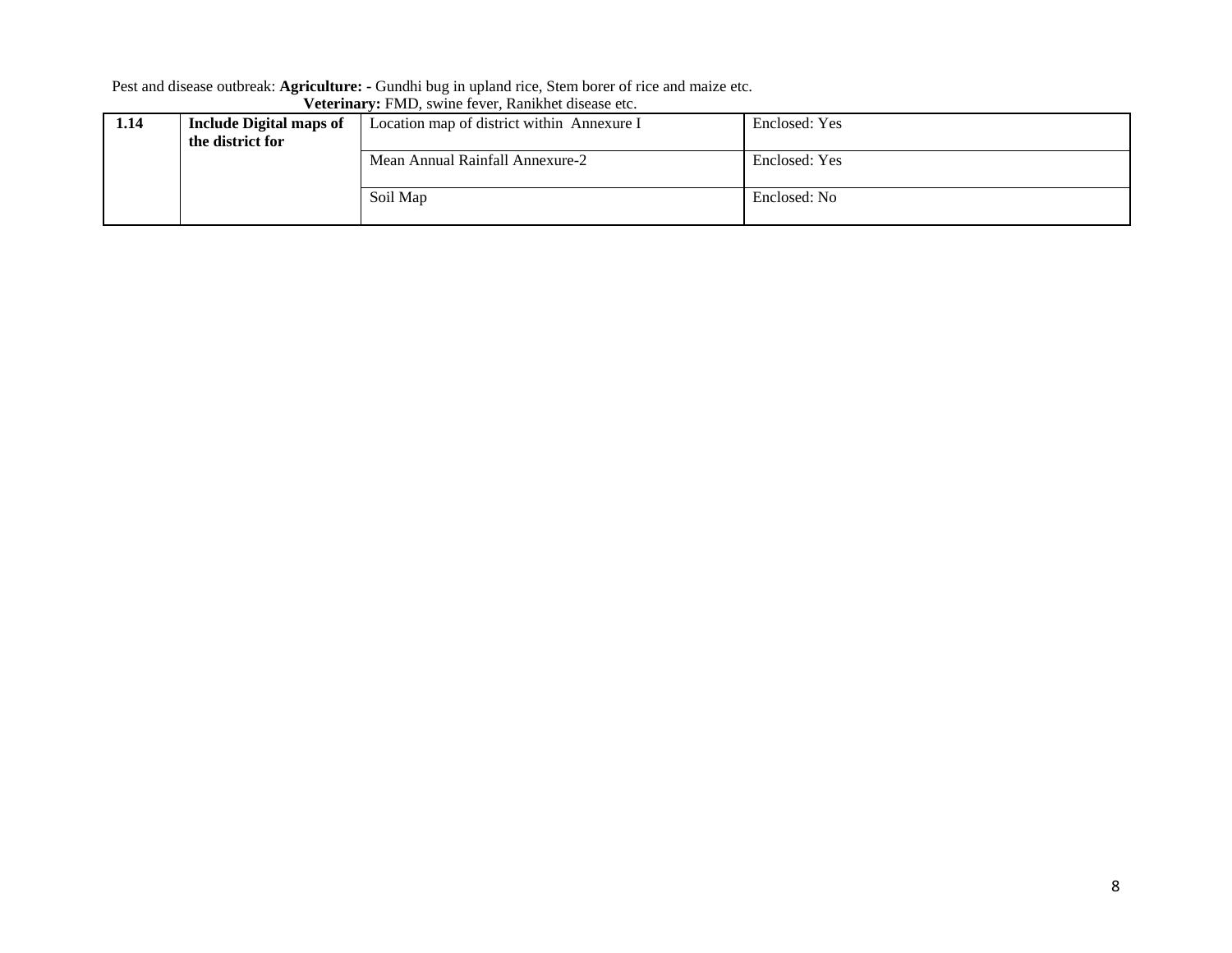Pest and disease outbreak: **Agriculture: -** Gundhi bug in upland rice, Stem borer of rice and maize etc.
**Veterinary:** FMD, swine fever, Ranikhet disease etc.

| | | | |
|---|---|---|---|
| **1.14** | **Include Digital maps of the district for** | Location map of district within Annexure I | Enclosed: Yes |
| | | Mean Annual Rainfall Annexure-2 | Enclosed: Yes |
| | | Soil Map | Enclosed: No |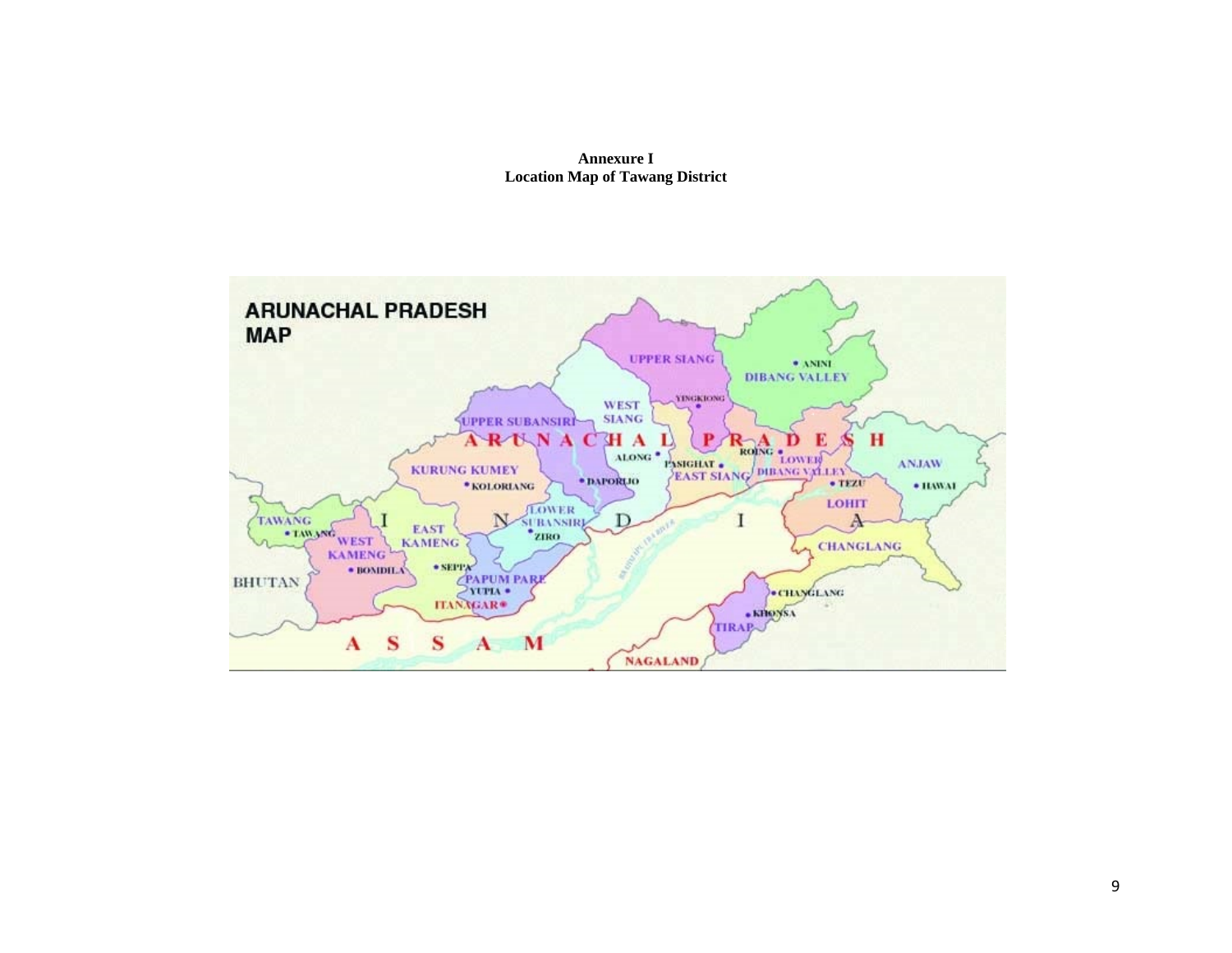**Annexure I**
**Location Map of Tawang District**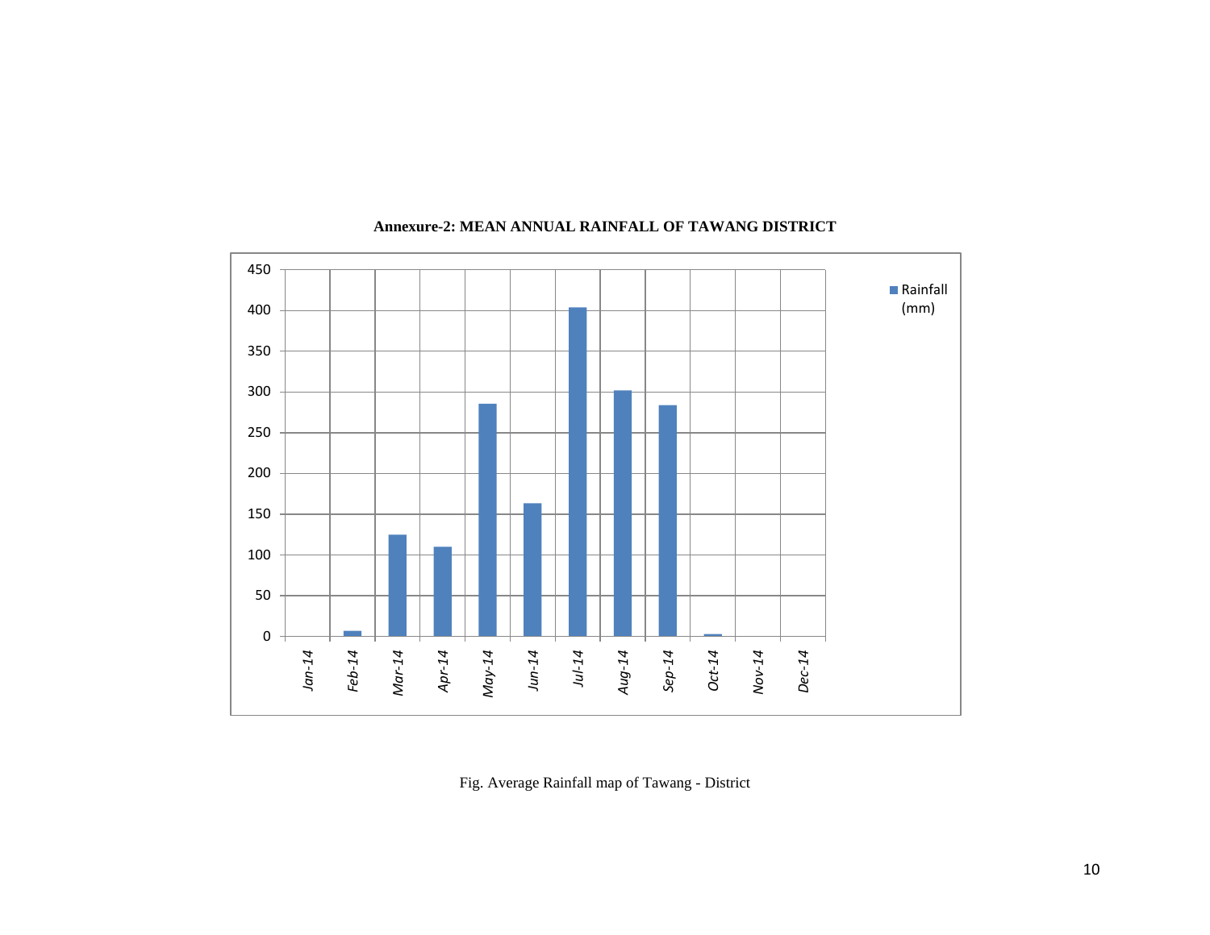**Annexure-2: MEAN ANNUAL RAINFALL OF TAWANG DISTRICT**

Fig. Average Rainfall map of Tawang - District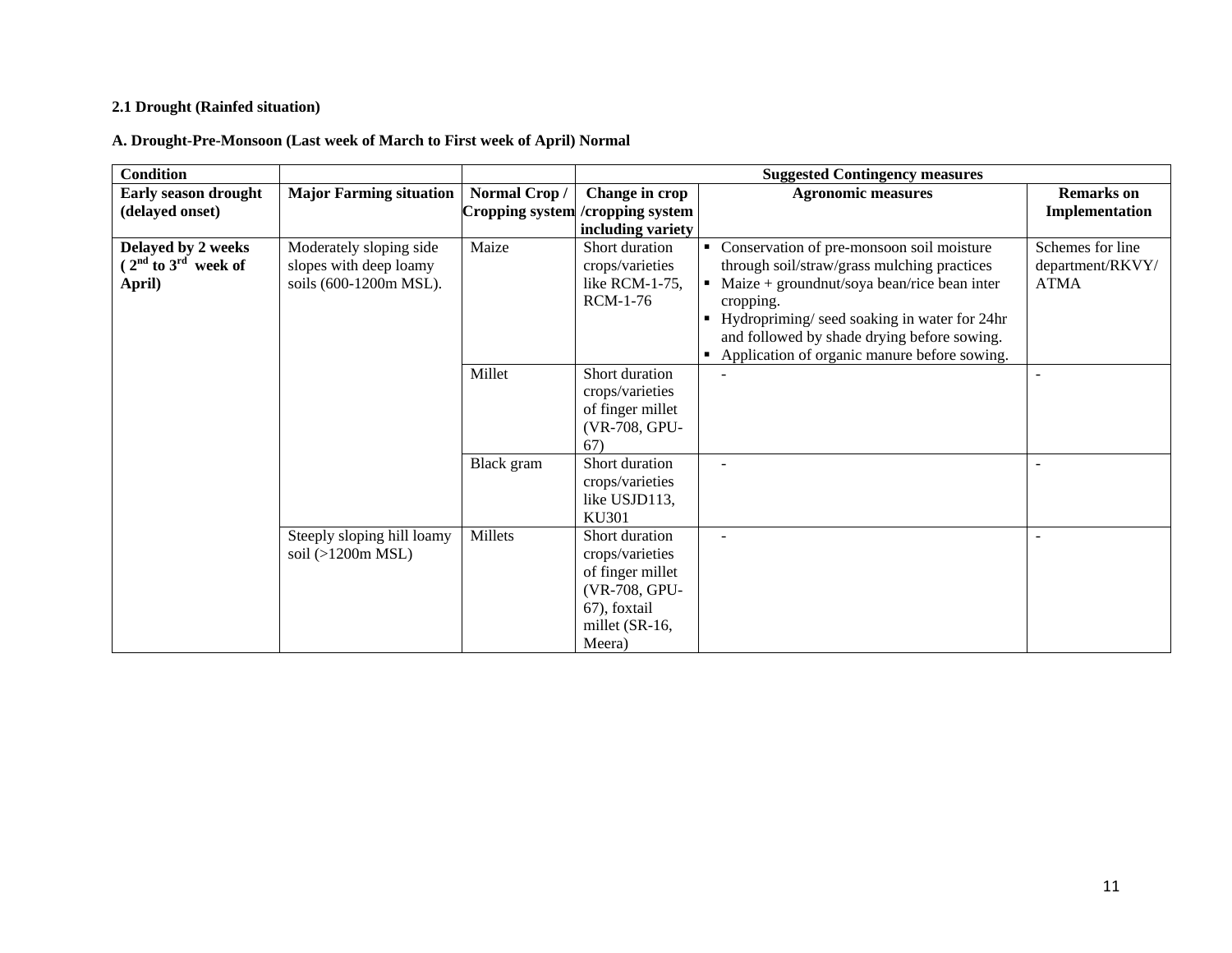**2.1 Drought (Rainfed situation)**

**A. Drought-Pre-Monsoon (Last week of March to First week of April) Normal**

| **Condition** | | | **Suggested Contingency measures** | | |
|---|---|---|---|---|---|
| **Early season drought (delayed onset)** | **Major Farming situation** | **Normal Crop / Cropping system** | **Change in crop /cropping system including variety** | **Agronomic measures** | **Remarks on Implementation** |
| **Delayed by 2 weeks (2nd to 3rd week of April)** | Moderately sloping side slopes with deep loamy soils (600-1200m MSL). | Maize | Short duration crops/varieties like RCM-1-75, RCM-1-76 | ▪ Conservation of pre-monsoon soil moisture through soil/straw/grass mulching practices<br>▪ Maize + groundnut/soya bean/rice bean inter cropping.<br>▪ Hydropriming/ seed soaking in water for 24hr and followed by shade drying before sowing.<br>▪ Application of organic manure before sowing. | Schemes for line department/RKVY/ ATMA |
| | | Millet | Short duration crops/varieties of finger millet (VR-708, GPU-67) | - | - |
| | | Black gram | Short duration crops/varieties like USJD113, KU301 | - | - |
| | Steeply sloping hill loamy soil (>1200m MSL) | Millets | Short duration crops/varieties of finger millet (VR-708, GPU-67), foxtail millet (SR-16, Meera) | - | - |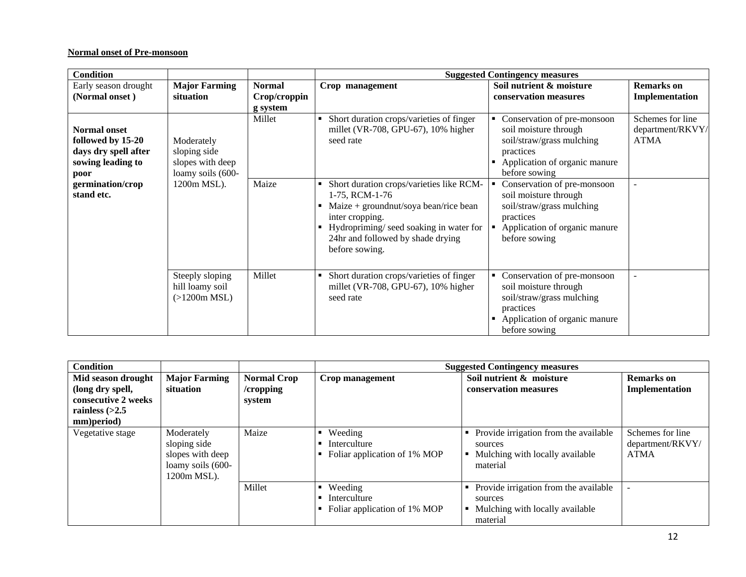**Normal onset of Pre-monsoon**

| Condition | | | Suggested Contingency measures | | |
|---|---|---|---|---|---|
| Early season drought **(Normal onset )** | **Major Farming situation** | **Normal Crop/cropping system** | **Crop management** | **Soil nutrient & moisture conservation measures** | **Remarks on Implementation** |
| **Normal onset followed by 15-20 days dry spell after sowing leading to poor germination/crop stand etc.** | Moderately sloping side slopes with deep loamy soils (600-1200m MSL). | Millet | ▪ Short duration crops/varieties of finger millet (VR-708, GPU-67), 10% higher seed rate | ▪ Conservation of pre-monsoon soil moisture through soil/straw/grass mulching practices<br>▪ Application of organic manure before sowing | Schemes for line department/RKVY/ATMA |
| | | Maize | ▪ Short duration crops/varieties like RCM-1-75, RCM-1-76<br>▪ Maize + groundnut/soya bean/rice bean inter cropping.<br>▪ Hydropriming/ seed soaking in water for 24hr and followed by shade drying before sowing. | ▪ Conservation of pre-monsoon soil moisture through soil/straw/grass mulching practices<br>▪ Application of organic manure before sowing | - |
| | Steeply sloping hill loamy soil (>1200m MSL) | Millet | ▪ Short duration crops/varieties of finger millet (VR-708, GPU-67), 10% higher seed rate | ▪ Conservation of pre-monsoon soil moisture through soil/straw/grass mulching practices<br>▪ Application of organic manure before sowing | - |

| Condition | | | Suggested Contingency measures | | |
|---|---|---|---|---|---|
| **Mid season drought (long dry spell, consecutive 2 weeks rainless (>2.5 mm)period)** | **Major Farming situation** | **Normal Crop /cropping system** | **Crop management** | **Soil nutrient & moisture conservation measures** | **Remarks on Implementation** |
| Vegetative stage | Moderately sloping side slopes with deep loamy soils (600-1200m MSL). | Maize | ▪ Weeding<br>▪ Interculture<br>▪ Foliar application of 1% MOP | ▪ Provide irrigation from the available sources<br>▪ Mulching with locally available material | Schemes for line department/RKVY/ATMA |
| | | Millet | ▪ Weeding<br>▪ Interculture<br>▪ Foliar application of 1% MOP | ▪ Provide irrigation from the available sources<br>▪ Mulching with locally available material | - |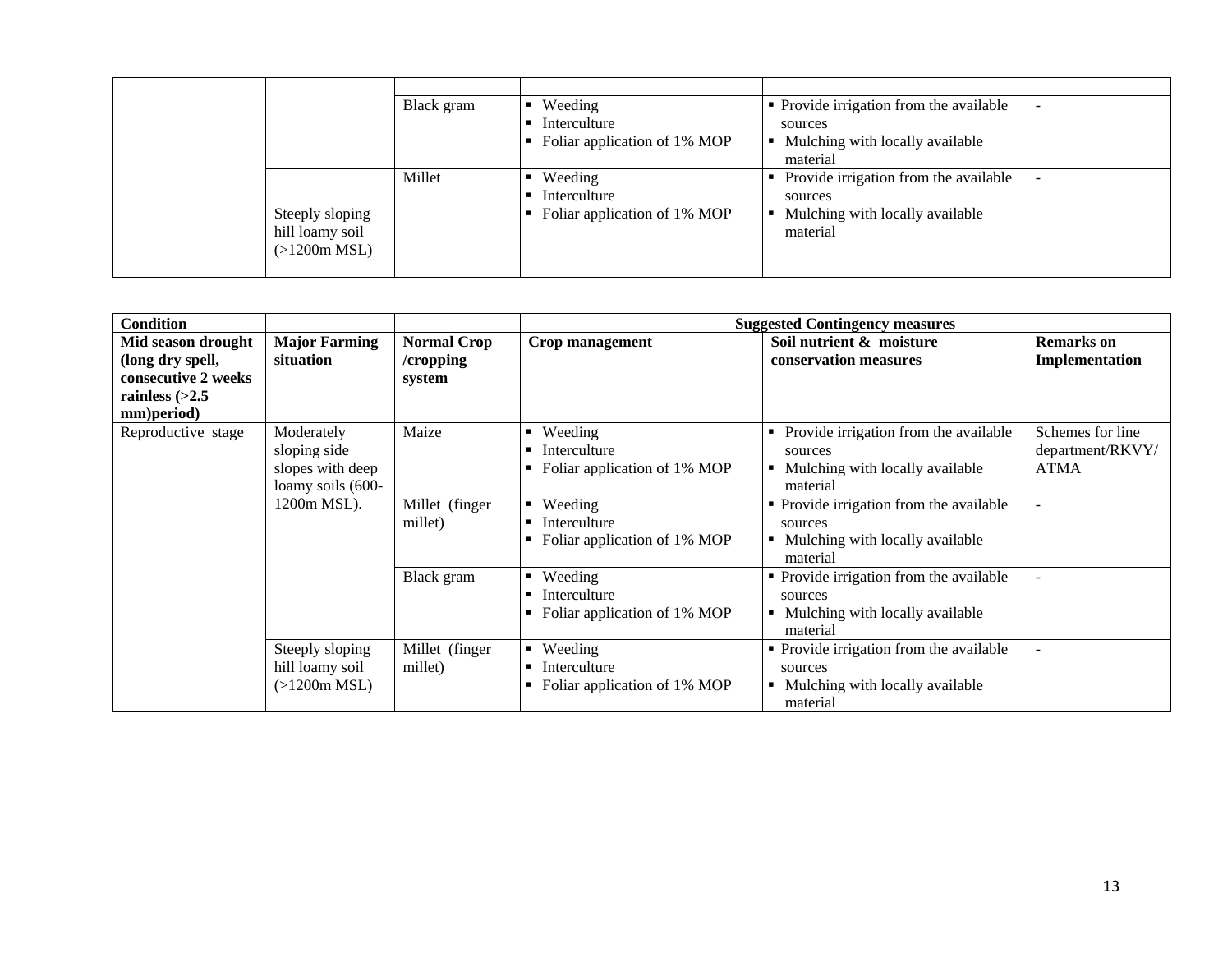| | | | | | |
|---|---|---|---|---|---|
| | | | | | |
| | | Black gram | ▪ Weeding<br>▪ Interculture<br>▪ Foliar application of 1% MOP | ▪ Provide irrigation from the available sources<br>▪ Mulching with locally available material | - |
| | Steeply sloping hill loamy soil (>1200m MSL) | Millet | ▪ Weeding<br>▪ Interculture<br>▪ Foliar application of 1% MOP | ▪ Provide irrigation from the available sources<br>▪ Mulching with locally available material | - |

| Condition | | | Suggested Contingency measures | | |
|---|---|---|---|---|---|
| **Mid season drought (long dry spell, consecutive 2 weeks rainless (>2.5 mm)period)** | **Major Farming situation** | **Normal Crop /cropping system** | **Crop management** | **Soil nutrient & moisture conservation measures** | **Remarks on Implementation** |
| Reproductive stage | Moderately sloping side slopes with deep loamy soils (600-1200m MSL). | Maize | ▪ Weeding<br>▪ Interculture<br>▪ Foliar application of 1% MOP | ▪ Provide irrigation from the available sources<br>▪ Mulching with locally available material | Schemes for line department/RKVY/ ATMA |
| | | Millet (finger millet) | ▪ Weeding<br>▪ Interculture<br>▪ Foliar application of 1% MOP | ▪ Provide irrigation from the available sources<br>▪ Mulching with locally available material | - |
| | | Black gram | ▪ Weeding<br>▪ Interculture<br>▪ Foliar application of 1% MOP | ▪ Provide irrigation from the available sources<br>▪ Mulching with locally available material | - |
| | Steeply sloping hill loamy soil (>1200m MSL) | Millet (finger millet) | ▪ Weeding<br>▪ Interculture<br>▪ Foliar application of 1% MOP | ▪ Provide irrigation from the available sources<br>▪ Mulching with locally available material | - |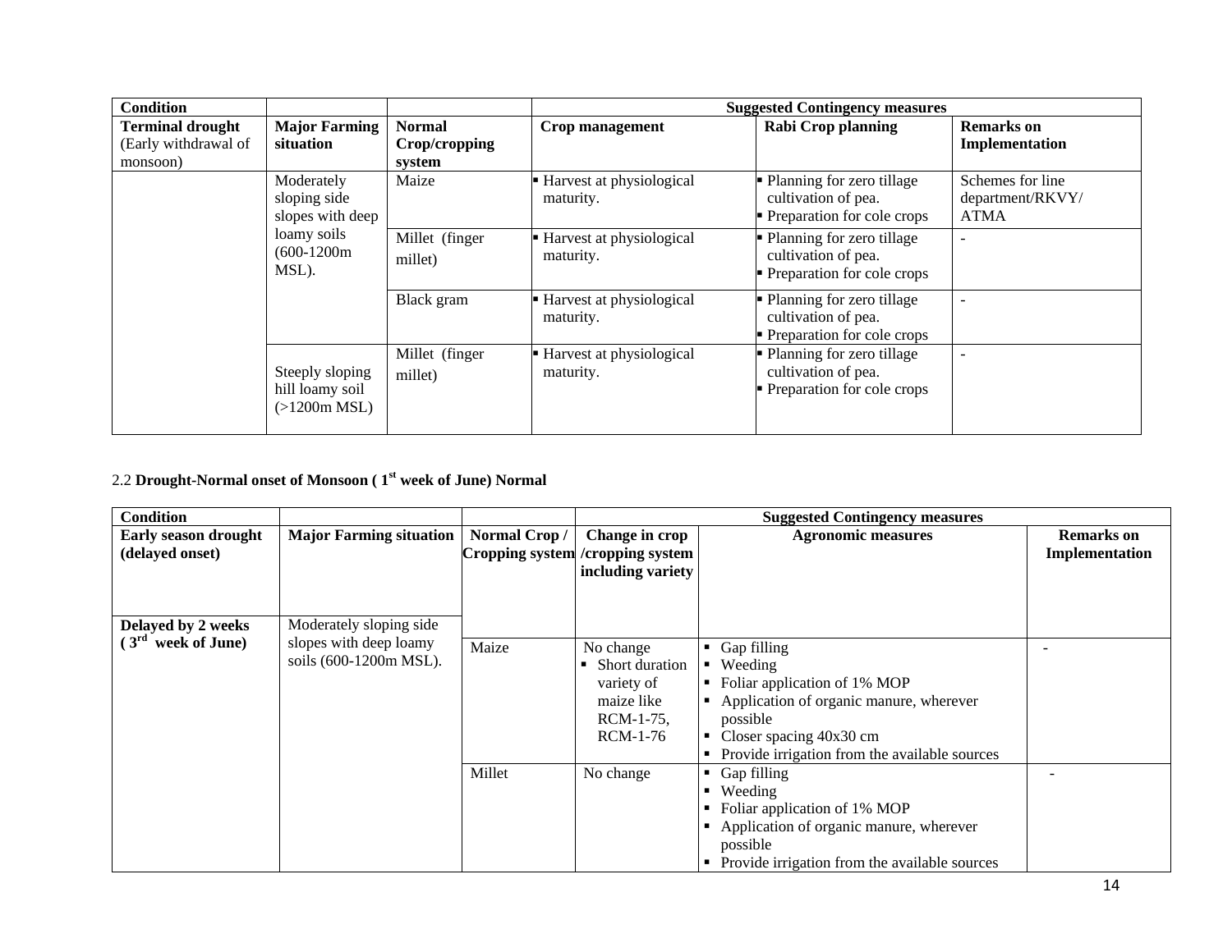| Condition | | | Suggested Contingency measures | | |
|---|---|---|---|---|---|
| **Terminal drought** (Early withdrawal of monsoon) | **Major Farming situation** | **Normal Crop/cropping system** | **Crop management** | **Rabi Crop planning** | **Remarks on Implementation** |
| | Moderately sloping side slopes with deep loamy soils (600-1200m MSL). | Maize | ▪ Harvest at physiological maturity. | ▪ Planning for zero tillage cultivation of pea.<br>▪ Preparation for cole crops | Schemes for line department/RKVY/ ATMA |
| | | Millet (finger millet) | ▪ Harvest at physiological maturity. | ▪ Planning for zero tillage cultivation of pea.<br>▪ Preparation for cole crops | - |
| | | Black gram | ▪ Harvest at physiological maturity. | ▪ Planning for zero tillage cultivation of pea.<br>▪ Preparation for cole crops | - |
| | Steeply sloping hill loamy soil (>1200m MSL) | Millet (finger millet) | ▪ Harvest at physiological maturity. | ▪ Planning for zero tillage cultivation of pea.<br>▪ Preparation for cole crops | - |

2.2 **Drought-Normal onset of Monsoon ( 1st week of June) Normal**

| Condition | | | Suggested Contingency measures | | |
|---|---|---|---|---|---|
| **Early season drought (delayed onset)** | **Major Farming situation** | **Normal Crop / Cropping system** | **Change in crop /cropping system including variety** | **Agronomic measures** | **Remarks on Implementation** |
| **Delayed by 2 weeks ( 3rd week of June)** | Moderately sloping side slopes with deep loamy soils (600-1200m MSL). | Maize | No change<br>▪ Short duration variety of maize like RCM-1-75, RCM-1-76 | ▪ Gap filling<br>▪ Weeding<br>▪ Foliar application of 1% MOP<br>▪ Application of organic manure, wherever possible<br>▪ Closer spacing 40x30 cm<br>▪ Provide irrigation from the available sources | - |
| | | Millet | No change | ▪ Gap filling<br>▪ Weeding<br>▪ Foliar application of 1% MOP<br>▪ Application of organic manure, wherever possible<br>▪ Provide irrigation from the available sources | - |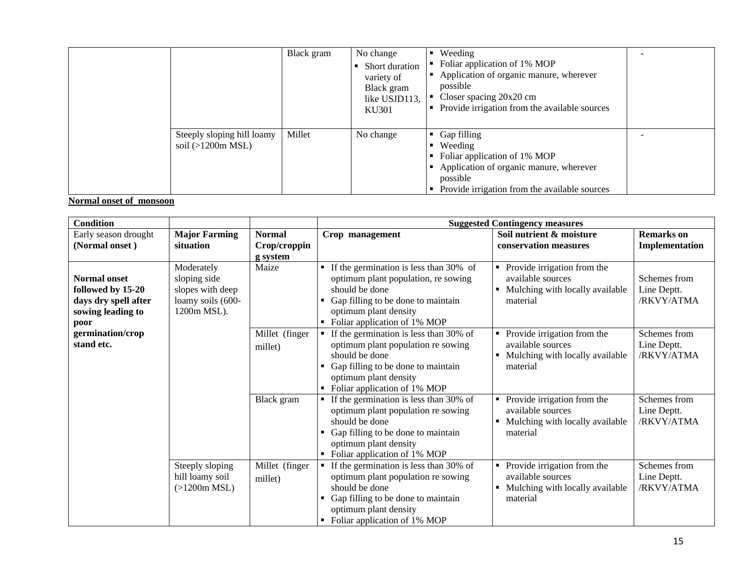| | | Black gram | No change<br>▪ Short duration variety of Black gram like USJD113, KU301 | ▪ Weeding<br>▪ Foliar application of 1% MOP<br>▪ Application of organic manure, wherever possible<br>▪ Closer spacing 20x20 cm<br>▪ Provide irrigation from the available sources | - |
|---|---|---|---|---|---|
| | Steeply sloping hill loamy soil (>1200m MSL) | Millet | No change | ▪ Gap filling<br>▪ Weeding<br>▪ Foliar application of 1% MOP<br>▪ Application of organic manure, wherever possible<br>▪ Provide irrigation from the available sources | - |

**Normal onset of monsoon**

| Condition | | | Suggested Contingency measures | | |
|---|---|---|---|---|---|
| Early season drought **(Normal onset )** | **Major Farming situation** | **Normal Crop/cropping system** | **Crop management** | **Soil nutrient & moisture conservation measures** | **Remarks on Implementation** |
| **Normal onset followed by 15-20 days dry spell after sowing leading to poor germination/crop stand etc.** | Moderately sloping side slopes with deep loamy soils (600-1200m MSL). | Maize | ▪ If the germination is less than 30% of optimum plant population, re sowing should be done<br>▪ Gap filling to be done to maintain optimum plant density<br>▪ Foliar application of 1% MOP | ▪ Provide irrigation from the available sources<br>▪ Mulching with locally available material | Schemes from Line Deptt. /RKVY/ATMA |
| | | Millet (finger millet) | ▪ If the germination is less than 30% of optimum plant population re sowing should be done<br>▪ Gap filling to be done to maintain optimum plant density<br>▪ Foliar application of 1% MOP | ▪ Provide irrigation from the available sources<br>▪ Mulching with locally available material | Schemes from Line Deptt. /RKVY/ATMA |
| | | Black gram | ▪ If the germination is less than 30% of optimum plant population re sowing should be done<br>▪ Gap filling to be done to maintain optimum plant density<br>▪ Foliar application of 1% MOP | ▪ Provide irrigation from the available sources<br>▪ Mulching with locally available material | Schemes from Line Deptt. /RKVY/ATMA |
| | Steeply sloping hill loamy soil (>1200m MSL) | Millet (finger millet) | ▪ If the germination is less than 30% of optimum plant population re sowing should be done<br>▪ Gap filling to be done to maintain optimum plant density<br>▪ Foliar application of 1% MOP | ▪ Provide irrigation from the available sources<br>▪ Mulching with locally available material | Schemes from Line Deptt. /RKVY/ATMA |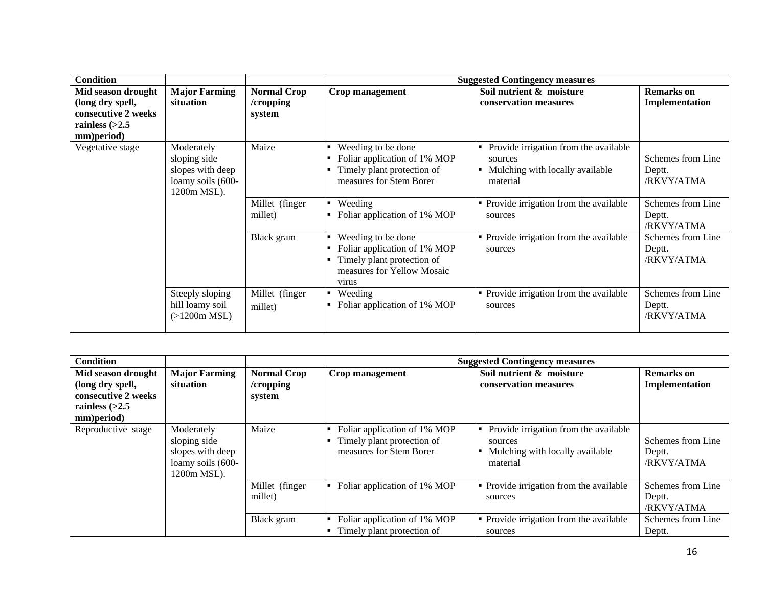| Condition | | | Suggested Contingency measures | | |
|---|---|---|---|---|---|
| **Mid season drought (long dry spell, consecutive 2 weeks rainless (>2.5 mm)period)** | **Major Farming situation** | **Normal Crop /cropping system** | **Crop management** | **Soil nutrient & moisture conservation measures** | **Remarks on Implementation** |
| Vegetative stage | Moderately sloping side slopes with deep loamy soils (600-1200m MSL). | Maize | ▪ Weeding to be done<br>▪ Foliar application of 1% MOP<br>▪ Timely plant protection of measures for Stem Borer | ▪ Provide irrigation from the available sources<br>▪ Mulching with locally available material | Schemes from Line Deptt. /RKVY/ATMA |
| | | Millet (finger millet) | ▪ Weeding<br>▪ Foliar application of 1% MOP | ▪ Provide irrigation from the available sources | Schemes from Line Deptt. /RKVY/ATMA |
| | | Black gram | ▪ Weeding to be done<br>▪ Foliar application of 1% MOP<br>▪ Timely plant protection of measures for Yellow Mosaic virus | ▪ Provide irrigation from the available sources | Schemes from Line Deptt. /RKVY/ATMA |
| | Steeply sloping hill loamy soil (>1200m MSL) | Millet (finger millet) | ▪ Weeding<br>▪ Foliar application of 1% MOP | ▪ Provide irrigation from the available sources | Schemes from Line Deptt. /RKVY/ATMA |

| Condition | | | Suggested Contingency measures | | |
|---|---|---|---|---|---|
| **Mid season drought (long dry spell, consecutive 2 weeks rainless (>2.5 mm)period)** | **Major Farming situation** | **Normal Crop /cropping system** | **Crop management** | **Soil nutrient & moisture conservation measures** | **Remarks on Implementation** |
| Reproductive stage | Moderately sloping side slopes with deep loamy soils (600-1200m MSL). | Maize | ▪ Foliar application of 1% MOP<br>▪ Timely plant protection of measures for Stem Borer | ▪ Provide irrigation from the available sources<br>▪ Mulching with locally available material | Schemes from Line Deptt. /RKVY/ATMA |
| | | Millet (finger millet) | ▪ Foliar application of 1% MOP | ▪ Provide irrigation from the available sources | Schemes from Line Deptt. /RKVY/ATMA |
| | | Black gram | ▪ Foliar application of 1% MOP<br>▪ Timely plant protection of | ▪ Provide irrigation from the available sources | Schemes from Line Deptt. |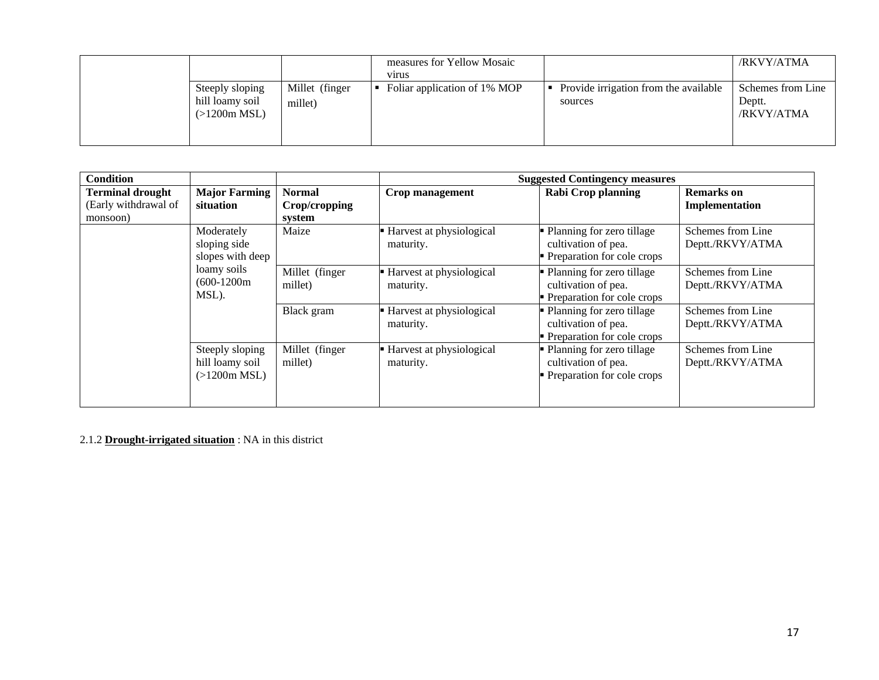| | | | | | |
|---|---|---|---|---|---|
| | | | measures for Yellow Mosaic virus | | /RKVY/ATMA |
| | Steeply sloping hill loamy soil (>1200m MSL) | Millet (finger millet) | ▪ Foliar application of 1% MOP | ▪ Provide irrigation from the available sources | Schemes from Line Deptt. /RKVY/ATMA |

| Condition | | | Suggested Contingency measures | | |
|---|---|---|---|---|---|
| **Terminal drought** (Early withdrawal of monsoon) | **Major Farming situation** | **Normal Crop/cropping system** | **Crop management** | **Rabi Crop planning** | **Remarks on Implementation** |
| | Moderately sloping side slopes with deep loamy soils (600-1200m MSL). | Maize | ▪ Harvest at physiological maturity. | ▪ Planning for zero tillage cultivation of pea.<br>▪ Preparation for cole crops | Schemes from Line Deptt./RKVY/ATMA |
| | | Millet (finger millet) | ▪ Harvest at physiological maturity. | ▪ Planning for zero tillage cultivation of pea.<br>▪ Preparation for cole crops | Schemes from Line Deptt./RKVY/ATMA |
| | | Black gram | ▪ Harvest at physiological maturity. | ▪ Planning for zero tillage cultivation of pea.<br>▪ Preparation for cole crops | Schemes from Line Deptt./RKVY/ATMA |
| | Steeply sloping hill loamy soil (>1200m MSL) | Millet (finger millet) | ▪ Harvest at physiological maturity. | ▪ Planning for zero tillage cultivation of pea.<br>▪ Preparation for cole crops | Schemes from Line Deptt./RKVY/ATMA |

2.1.2 **Drought-irrigated situation** : NA in this district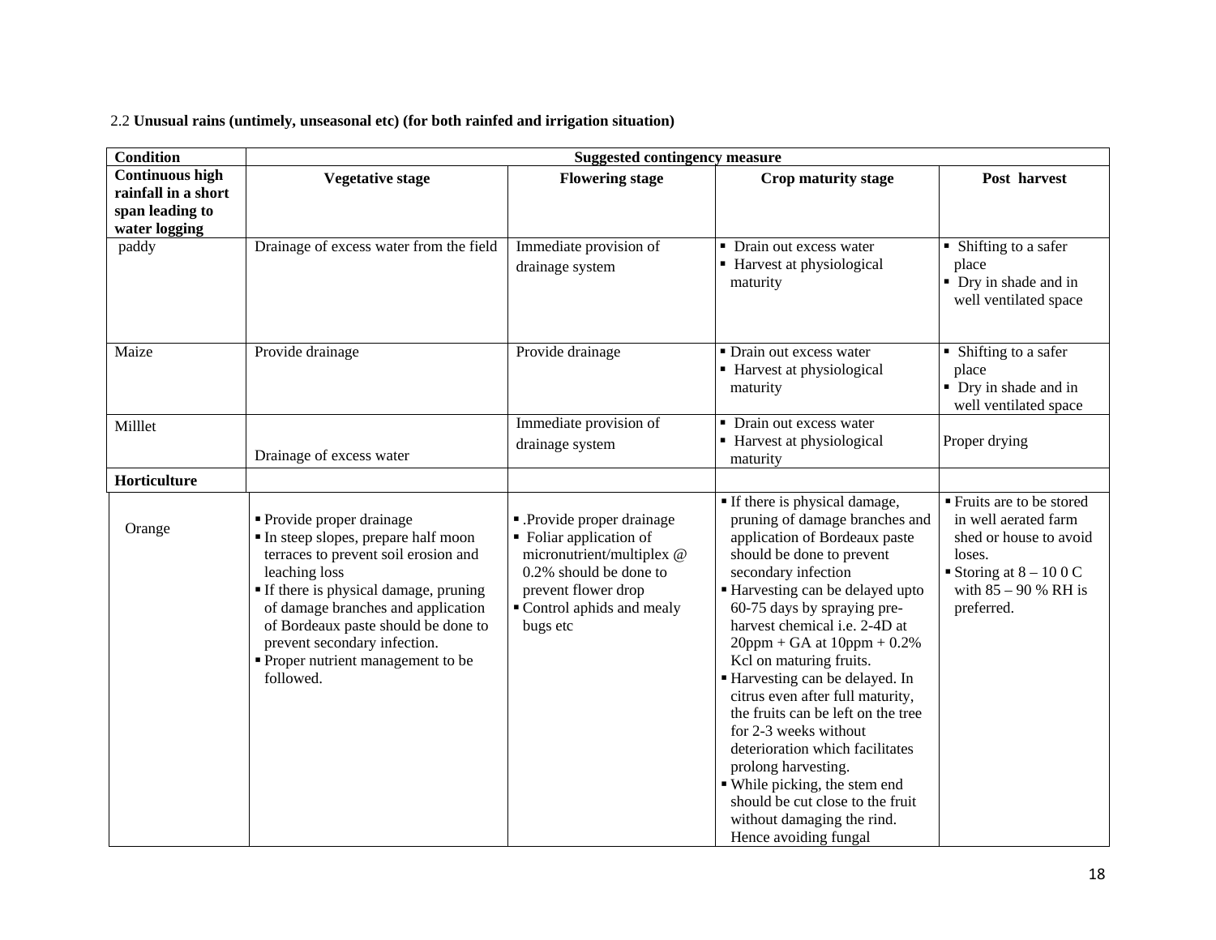2.2 **Unusual rains (untimely, unseasonal etc) (for both rainfed and irrigation situation)**

| Condition | Suggested contingency measure | | | |
|---|---|---|---|---|
| **Continuous high rainfall in a short span leading to water logging** | **Vegetative stage** | **Flowering stage** | **Crop maturity stage** | **Post harvest** |
| paddy | Drainage of excess water from the field | Immediate provision of drainage system | ▪ Drain out excess water<br>▪ Harvest at physiological maturity | ▪ Shifting to a safer place<br>▪ Dry in shade and in well ventilated space |
| Maize | Provide drainage | Provide drainage | ▪ Drain out excess water<br>▪ Harvest at physiological maturity | ▪ Shifting to a safer place<br>▪ Dry in shade and in well ventilated space |
| Milllet | Drainage of excess water | Immediate provision of drainage system | ▪ Drain out excess water<br>▪ Harvest at physiological maturity | Proper drying |
| **Horticulture** | | | | |
| Orange | ▪ Provide proper drainage<br>▪ In steep slopes, prepare half moon terraces to prevent soil erosion and leaching loss<br>▪ If there is physical damage, pruning of damage branches and application of Bordeaux paste should be done to prevent secondary infection.<br>▪ Proper nutrient management to be followed. | ▪ .Provide proper drainage<br>▪ Foliar application of micronutrient/multiplex @ 0.2% should be done to prevent flower drop<br>▪ Control aphids and mealy bugs etc | ▪ If there is physical damage, pruning of damage branches and application of Bordeaux paste should be done to prevent secondary infection<br>▪ Harvesting can be delayed upto 60-75 days by spraying pre-harvest chemical i.e. 2-4D at 20ppm + GA at 10ppm + 0.2% Kcl on maturing fruits.<br>▪ Harvesting can be delayed. In citrus even after full maturity, the fruits can be left on the tree for 2-3 weeks without deterioration which facilitates prolong harvesting.<br>▪ While picking, the stem end should be cut close to the fruit without damaging the rind. Hence avoiding fungal | ▪ Fruits are to be stored in well aerated farm shed or house to avoid loses.<br>▪ Storing at 8 – 10 0 C with 85 – 90 % RH is preferred. |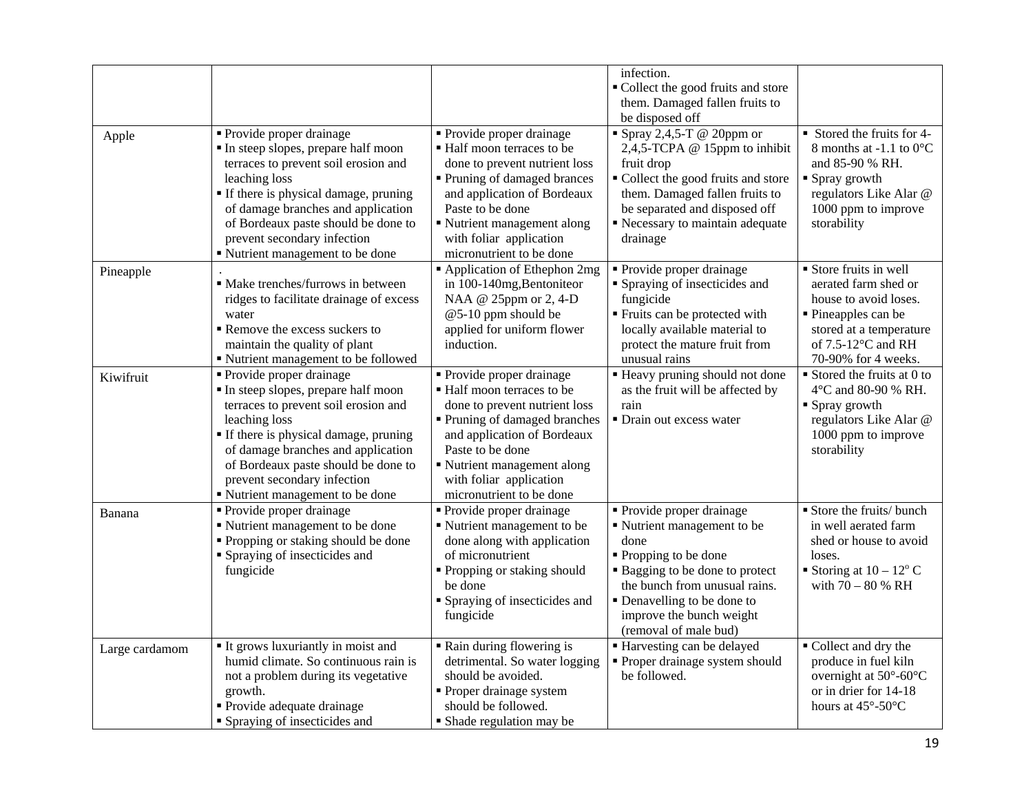| | | | | |
|---|---|---|---|---|
| | | | infection.<br>▪ Collect the good fruits and store them. Damaged fallen fruits to be disposed off | |
| Apple | ▪ Provide proper drainage<br>▪ In steep slopes, prepare half moon terraces to prevent soil erosion and leaching loss<br>▪ If there is physical damage, pruning of damage branches and application of Bordeaux paste should be done to prevent secondary infection<br>▪ Nutrient management to be done | ▪ Provide proper drainage<br>▪ Half moon terraces to be done to prevent nutrient loss<br>▪ Pruning of damaged brances and application of Bordeaux Paste to be done<br>▪ Nutrient management along with foliar application micronutrient to be done | ▪ Spray 2,4,5-T @ 20ppm or 2,4,5-TCPA @ 15ppm to inhibit fruit drop<br>▪ Collect the good fruits and store them. Damaged fallen fruits to be separated and disposed off<br>▪ Necessary to maintain adequate drainage | ▪ Stored the fruits for 4-8 months at -1.1 to 0°C and 85-90 % RH.<br>▪ Spray growth regulators Like Alar @ 1000 ppm to improve storability |
| Pineapple | .<br>▪ Make trenches/furrows in between ridges to facilitate drainage of excess water<br>▪ Remove the excess suckers to maintain the quality of plant<br>▪ Nutrient management to be followed | ▪ Application of Ethephon 2mg in 100-140mg,Bentoniteor NAA @ 25ppm or 2, 4-D @5-10 ppm should be applied for uniform flower induction. | ▪ Provide proper drainage<br>▪ Spraying of insecticides and fungicide<br>▪ Fruits can be protected with locally available material to protect the mature fruit from unusual rains | ▪ Store fruits in well aerated farm shed or house to avoid loses.<br>▪ Pineapples can be stored at a temperature of 7.5-12°C and RH 70-90% for 4 weeks. |
| Kiwifruit | ▪ Provide proper drainage<br>▪ In steep slopes, prepare half moon terraces to prevent soil erosion and leaching loss<br>▪ If there is physical damage, pruning of damage branches and application of Bordeaux paste should be done to prevent secondary infection<br>▪ Nutrient management to be done | ▪ Provide proper drainage<br>▪ Half moon terraces to be done to prevent nutrient loss<br>▪ Pruning of damaged branches and application of Bordeaux Paste to be done<br>▪ Nutrient management along with foliar application micronutrient to be done | ▪ Heavy pruning should not done as the fruit will be affected by rain<br>▪ Drain out excess water | ▪ Stored the fruits at 0 to 4°C and 80-90 % RH.<br>▪ Spray growth regulators Like Alar @ 1000 ppm to improve storability |
| Banana | ▪ Provide proper drainage<br>▪ Nutrient management to be done<br>▪ Propping or staking should be done<br>▪ Spraying of insecticides and fungicide | ▪ Provide proper drainage<br>▪ Nutrient management to be done along with application of micronutrient<br>▪ Propping or staking should be done<br>▪ Spraying of insecticides and fungicide | ▪ Provide proper drainage<br>▪ Nutrient management to be done<br>▪ Propping to be done<br>▪ Bagging to be done to protect the bunch from unusual rains.<br>▪ Denavelling to be done to improve the bunch weight (removal of male bud) | ▪ Store the fruits/ bunch in well aerated farm shed or house to avoid loses.<br>▪ Storing at 10 – 12° C with 70 – 80 % RH |
| Large cardamom | ▪ It grows luxuriantly in moist and humid climate. So continuous rain is not a problem during its vegetative growth.<br>▪ Provide adequate drainage<br>▪ Spraying of insecticides and | ▪ Rain during flowering is detrimental. So water logging should be avoided.<br>▪ Proper drainage system should be followed.<br>▪ Shade regulation may be | ▪ Harvesting can be delayed<br>▪ Proper drainage system should be followed. | ▪ Collect and dry the produce in fuel kiln overnight at 50°-60°C or in drier for 14-18 hours at 45°-50°C |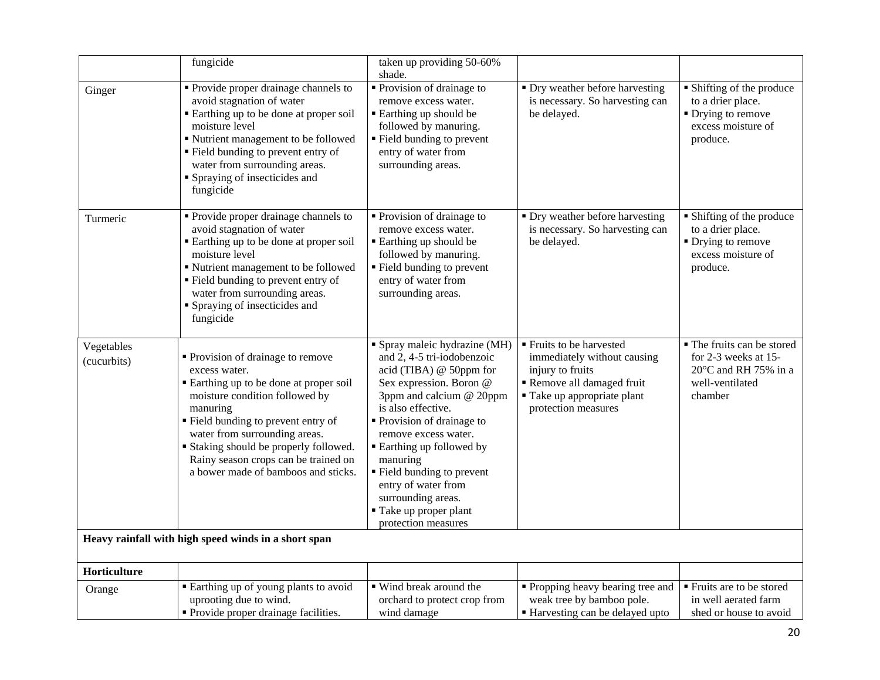| | | | | |
|---|---|---|---|---|
| | fungicide | taken up providing 50-60% shade. | | |
| Ginger | ▪ Provide proper drainage channels to avoid stagnation of water<br>▪ Earthing up to be done at proper soil moisture level<br>▪ Nutrient management to be followed<br>▪ Field bunding to prevent entry of water from surrounding areas.<br>▪ Spraying of insecticides and fungicide | ▪ Provision of drainage to remove excess water.<br>▪ Earthing up should be followed by manuring.<br>▪ Field bunding to prevent entry of water from surrounding areas. | ▪ Dry weather before harvesting is necessary. So harvesting can be delayed. | ▪ Shifting of the produce to a drier place.<br>▪ Drying to remove excess moisture of produce. |
| Turmeric | ▪ Provide proper drainage channels to avoid stagnation of water<br>▪ Earthing up to be done at proper soil moisture level<br>▪ Nutrient management to be followed<br>▪ Field bunding to prevent entry of water from surrounding areas.<br>▪ Spraying of insecticides and fungicide | ▪ Provision of drainage to remove excess water.<br>▪ Earthing up should be followed by manuring.<br>▪ Field bunding to prevent entry of water from surrounding areas. | ▪ Dry weather before harvesting is necessary. So harvesting can be delayed. | ▪ Shifting of the produce to a drier place.<br>▪ Drying to remove excess moisture of produce. |
| Vegetables (cucurbits) | ▪ Provision of drainage to remove excess water.<br>▪ Earthing up to be done at proper soil moisture condition followed by manuring<br>▪ Field bunding to prevent entry of water from surrounding areas.<br>▪ Staking should be properly followed. Rainy season crops can be trained on a bower made of bamboos and sticks. | ▪ Spray maleic hydrazine (MH) and 2, 4-5 tri-iodobenzoic acid (TIBA) @ 50ppm for Sex expression. Boron @ 3ppm and calcium @ 20ppm is also effective.<br>▪ Provision of drainage to remove excess water.<br>▪ Earthing up followed by manuring<br>▪ Field bunding to prevent entry of water from surrounding areas.<br>▪ Take up proper plant protection measures | ▪ Fruits to be harvested immediately without causing injury to fruits<br>▪ Remove all damaged fruit<br>▪ Take up appropriate plant protection measures | ▪ The fruits can be stored for 2-3 weeks at 15-20°C and RH 75% in a well-ventilated chamber |
| **Heavy rainfall with high speed winds in a short span** | | | | |
| **Horticulture** | | | | |
| Orange | ▪ Earthing up of young plants to avoid uprooting due to wind.<br>▪ Provide proper drainage facilities. | ▪ Wind break around the orchard to protect crop from wind damage | ▪ Propping heavy bearing tree and weak tree by bamboo pole.<br>▪ Harvesting can be delayed upto | ▪ Fruits are to be stored in well aerated farm shed or house to avoid |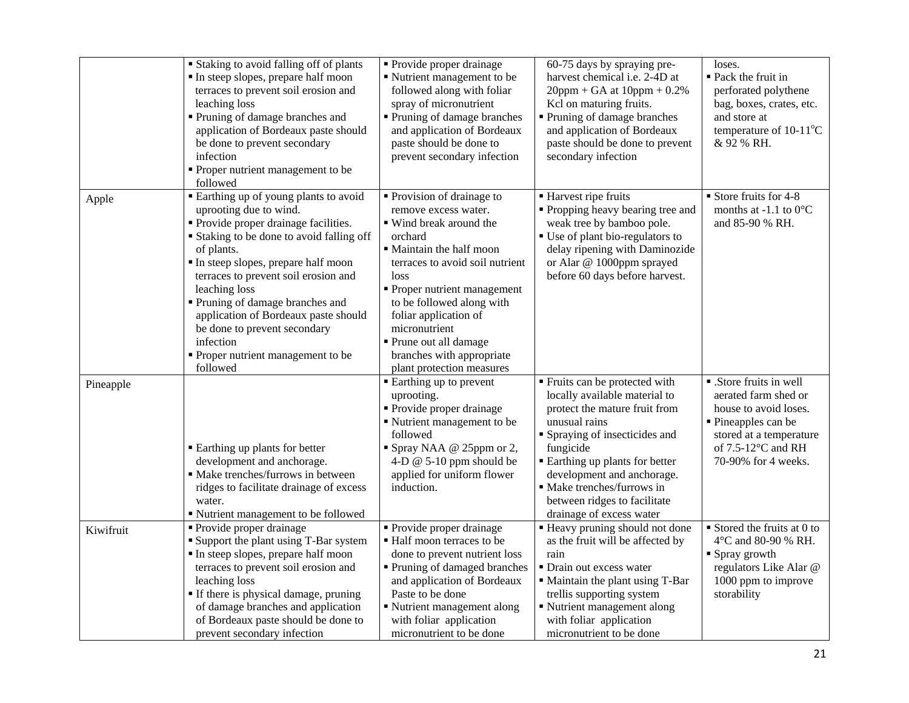| | | | | |
|---|---|---|---|---|
| | ▪ Staking to avoid falling off of plants<br>▪ In steep slopes, prepare half moon terraces to prevent soil erosion and leaching loss<br>▪ Pruning of damage branches and application of Bordeaux paste should be done to prevent secondary infection<br>▪ Proper nutrient management to be followed | ▪ Provide proper drainage<br>▪ Nutrient management to be followed along with foliar spray of micronutrient<br>▪ Pruning of damage branches and application of Bordeaux paste should be done to prevent secondary infection | 60-75 days by spraying pre-harvest chemical i.e. 2-4D at 20ppm + GA at 10ppm + 0.2% Kcl on maturing fruits.<br>▪ Pruning of damage branches and application of Bordeaux paste should be done to prevent secondary infection | loses.<br>▪ Pack the fruit in perforated polythene bag, boxes, crates, etc. and store at temperature of 10-11°C & 92 % RH. |
| Apple | ▪ Earthing up of young plants to avoid uprooting due to wind.<br>▪ Provide proper drainage facilities.<br>▪ Staking to be done to avoid falling off of plants.<br>▪ In steep slopes, prepare half moon terraces to prevent soil erosion and leaching loss<br>▪ Pruning of damage branches and application of Bordeaux paste should be done to prevent secondary infection<br>▪ Proper nutrient management to be followed | ▪ Provision of drainage to remove excess water.<br>▪ Wind break around the orchard<br>▪ Maintain the half moon terraces to avoid soil nutrient loss<br>▪ Proper nutrient management to be followed along with foliar application of micronutrient<br>▪ Prune out all damage branches with appropriate plant protection measures | ▪ Harvest ripe fruits<br>▪ Propping heavy bearing tree and weak tree by bamboo pole.<br>▪ Use of plant bio-regulators to delay ripening with Daminozide or Alar @ 1000ppm sprayed before 60 days before harvest. | ▪ Store fruits for 4-8 months at -1.1 to 0°C and 85-90 % RH. |
| Pineapple | ▪ Earthing up plants for better development and anchorage.<br>▪ Make trenches/furrows in between ridges to facilitate drainage of excess water.<br>▪ Nutrient management to be followed | ▪ Earthing up to prevent uprooting.<br>▪ Provide proper drainage<br>▪ Nutrient management to be followed<br>▪ Spray NAA @ 25ppm or 2, 4-D @ 5-10 ppm should be applied for uniform flower induction. | ▪ Fruits can be protected with locally available material to protect the mature fruit from unusual rains<br>▪ Spraying of insecticides and fungicide<br>▪ Earthing up plants for better development and anchorage.<br>▪ Make trenches/furrows in between ridges to facilitate drainage of excess water | ▪ .Store fruits in well aerated farm shed or house to avoid loses.<br>▪ Pineapples can be stored at a temperature of 7.5-12°C and RH 70-90% for 4 weeks. |
| Kiwifruit | ▪ Provide proper drainage<br>▪ Support the plant using T-Bar system<br>▪ In steep slopes, prepare half moon terraces to prevent soil erosion and leaching loss<br>▪ If there is physical damage, pruning of damage branches and application of Bordeaux paste should be done to prevent secondary infection | ▪ Provide proper drainage<br>▪ Half moon terraces to be done to prevent nutrient loss<br>▪ Pruning of damaged branches and application of Bordeaux Paste to be done<br>▪ Nutrient management along with foliar application micronutrient to be done | ▪ Heavy pruning should not done as the fruit will be affected by rain<br>▪ Drain out excess water<br>▪ Maintain the plant using T-Bar trellis supporting system<br>▪ Nutrient management along with foliar application micronutrient to be done | ▪ Stored the fruits at 0 to 4°C and 80-90 % RH.<br>▪ Spray growth regulators Like Alar @ 1000 ppm to improve storability |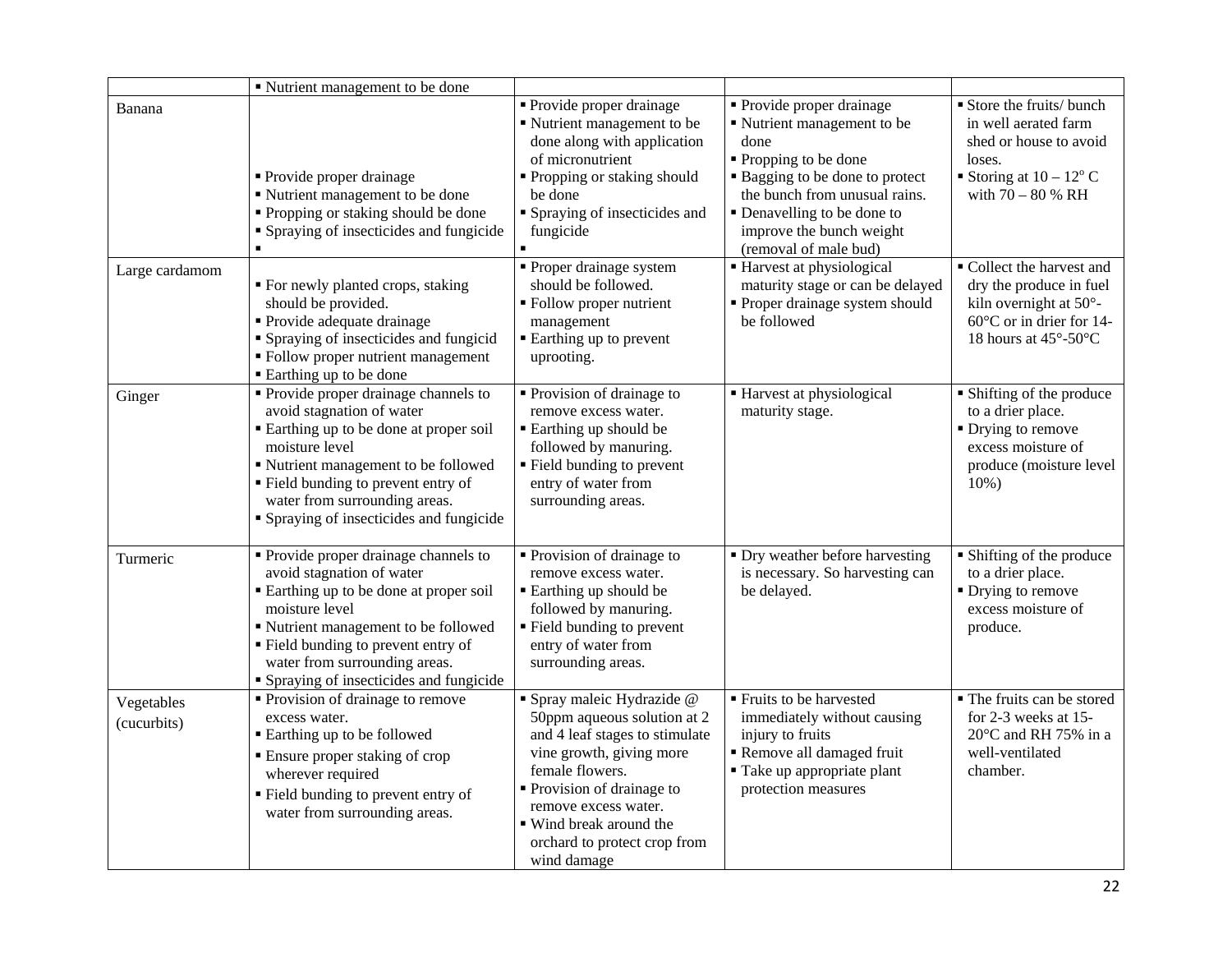| | | | | |
|---|---|---|---|---|
| | ▪ Nutrient management to be done | | | |
| Banana | ▪ Provide proper drainage<br>▪ Nutrient management to be done<br>▪ Propping or staking should be done<br>▪ Spraying of insecticides and fungicide<br>▪ | ▪ Provide proper drainage<br>▪ Nutrient management to be done along with application of micronutrient<br>▪ Propping or staking should be done<br>▪ Spraying of insecticides and fungicide<br>▪ | ▪ Provide proper drainage<br>▪ Nutrient management to be done<br>▪ Propping to be done<br>▪ Bagging to be done to protect the bunch from unusual rains.<br>▪ Denavelling to be done to improve the bunch weight (removal of male bud) | ▪ Store the fruits/ bunch in well aerated farm shed or house to avoid loses.<br>▪ Storing at 10 – 12$^{o}$ C with 70 – 80 % RH |
| Large cardamom | ▪ For newly planted crops, staking should be provided.<br>▪ Provide adequate drainage<br>▪ Spraying of insecticides and fungicid<br>▪ Follow proper nutrient management<br>▪ Earthing up to be done | ▪ Proper drainage system should be followed.<br>▪ Follow proper nutrient management<br>▪ Earthing up to prevent uprooting. | ▪ Harvest at physiological maturity stage or can be delayed<br>▪ Proper drainage system should be followed | ▪ Collect the harvest and dry the produce in fuel kiln overnight at 50°-60°C or in drier for 14-18 hours at 45°-50°C |
| Ginger | ▪ Provide proper drainage channels to avoid stagnation of water<br>▪ Earthing up to be done at proper soil moisture level<br>▪ Nutrient management to be followed<br>▪ Field bunding to prevent entry of water from surrounding areas.<br>▪ Spraying of insecticides and fungicide | ▪ Provision of drainage to remove excess water.<br>▪ Earthing up should be followed by manuring.<br>▪ Field bunding to prevent entry of water from surrounding areas. | ▪ Harvest at physiological maturity stage. | ▪ Shifting of the produce to a drier place.<br>▪ Drying to remove excess moisture of produce (moisture level 10%) |
| Turmeric | ▪ Provide proper drainage channels to avoid stagnation of water<br>▪ Earthing up to be done at proper soil moisture level<br>▪ Nutrient management to be followed<br>▪ Field bunding to prevent entry of water from surrounding areas.<br>▪ Spraying of insecticides and fungicide | ▪ Provision of drainage to remove excess water.<br>▪ Earthing up should be followed by manuring.<br>▪ Field bunding to prevent entry of water from surrounding areas. | ▪ Dry weather before harvesting is necessary. So harvesting can be delayed. | ▪ Shifting of the produce to a drier place.<br>▪ Drying to remove excess moisture of produce. |
| Vegetables (cucurbits) | ▪ Provision of drainage to remove excess water.<br>▪ Earthing up to be followed<br>▪ Ensure proper staking of crop wherever required<br>▪ Field bunding to prevent entry of water from surrounding areas. | ▪ Spray maleic Hydrazide @ 50ppm aqueous solution at 2 and 4 leaf stages to stimulate vine growth, giving more female flowers.<br>▪ Provision of drainage to remove excess water.<br>▪ Wind break around the orchard to protect crop from wind damage | ▪ Fruits to be harvested immediately without causing injury to fruits<br>▪ Remove all damaged fruit<br>▪ Take up appropriate plant protection measures | ▪ The fruits can be stored for 2-3 weeks at 15-20°C and RH 75% in a well-ventilated chamber. |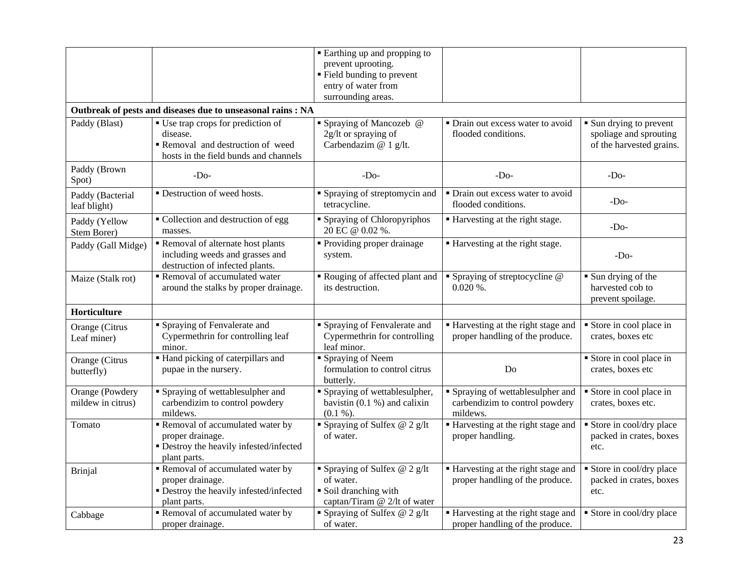| | | ▪ Earthing up and propping to prevent uprooting.<br>▪ Field bunding to prevent entry of water from surrounding areas. | | |
|---|---|---|---|---|
| **Outbreak of pests and diseases due to unseasonal rains : NA** | | | | |
| Paddy (Blast) | ▪ Use trap crops for prediction of disease.<br>▪ Removal and destruction of weed hosts in the field bunds and channels | ▪ Spraying of Mancozeb @ 2g/lt or spraying of Carbendazim @ 1 g/lt. | ▪ Drain out excess water to avoid flooded conditions. | ▪ Sun drying to prevent spoliage and sprouting of the harvested grains. |
| Paddy (Brown Spot) | -Do- | -Do- | -Do- | -Do- |
| Paddy (Bacterial leaf blight) | ▪ Destruction of weed hosts. | ▪ Spraying of streptomycin and tetracycline. | ▪ Drain out excess water to avoid flooded conditions. | -Do- |
| Paddy (Yellow Stem Borer) | ▪ Collection and destruction of egg masses. | ▪ Spraying of Chloropyriphos 20 EC @ 0.02 %. | ▪ Harvesting at the right stage. | -Do- |
| Paddy (Gall Midge) | ▪ Removal of alternate host plants including weeds and grasses and destruction of infected plants. | ▪ Providing proper drainage system. | ▪ Harvesting at the right stage. | -Do- |
| Maize (Stalk rot) | ▪ Removal of accumulated water around the stalks by proper drainage. | ▪ Rouging of affected plant and its destruction. | ▪ Spraying of streptocycline @ 0.020 %. | ▪ Sun drying of the harvested cob to prevent spoilage. |
| **Horticulture** | | | | |
| Orange (Citrus Leaf miner) | ▪ Spraying of Fenvalerate and Cypermethrin for controlling leaf minor. | ▪ Spraying of Fenvalerate and Cypermethrin for controlling leaf minor. | ▪ Harvesting at the right stage and proper handling of the produce. | ▪ Store in cool place in crates, boxes etc |
| Orange (Citrus butterfly) | ▪ Hand picking of caterpillars and pupae in the nursery. | ▪ Spraying of Neem formulation to control citrus butterly. | Do | ▪ Store in cool place in crates, boxes etc |
| Orange (Powdery mildew in citrus) | ▪ Spraying of wettablesulpher and carbendizim to control powdery mildews. | ▪ Spraying of wettablesulpher, bavistin (0.1 %) and calixin (0.1 %). | ▪ Spraying of wettablesulpher and carbendizim to control powdery mildews. | ▪ Store in cool place in crates, boxes etc. |
| Tomato | ▪ Removal of accumulated water by proper drainage.<br>▪ Destroy the heavily infested/infected plant parts. | ▪ Spraying of Sulfex @ 2 g/lt of water. | ▪ Harvesting at the right stage and proper handling. | ▪ Store in cool/dry place packed in crates, boxes etc. |
| Brinjal | ▪ Removal of accumulated water by proper drainage.<br>▪ Destroy the heavily infested/infected plant parts. | ▪ Spraying of Sulfex @ 2 g/lt of water.<br>▪ Soil dranching with captan/Tiram @ 2/lt of water | ▪ Harvesting at the right stage and proper handling of the produce. | ▪ Store in cool/dry place packed in crates, boxes etc. |
| Cabbage | ▪ Removal of accumulated water by proper drainage. | ▪ Spraying of Sulfex @ 2 g/lt of water. | ▪ Harvesting at the right stage and proper handling of the produce. | ▪ Store in cool/dry place |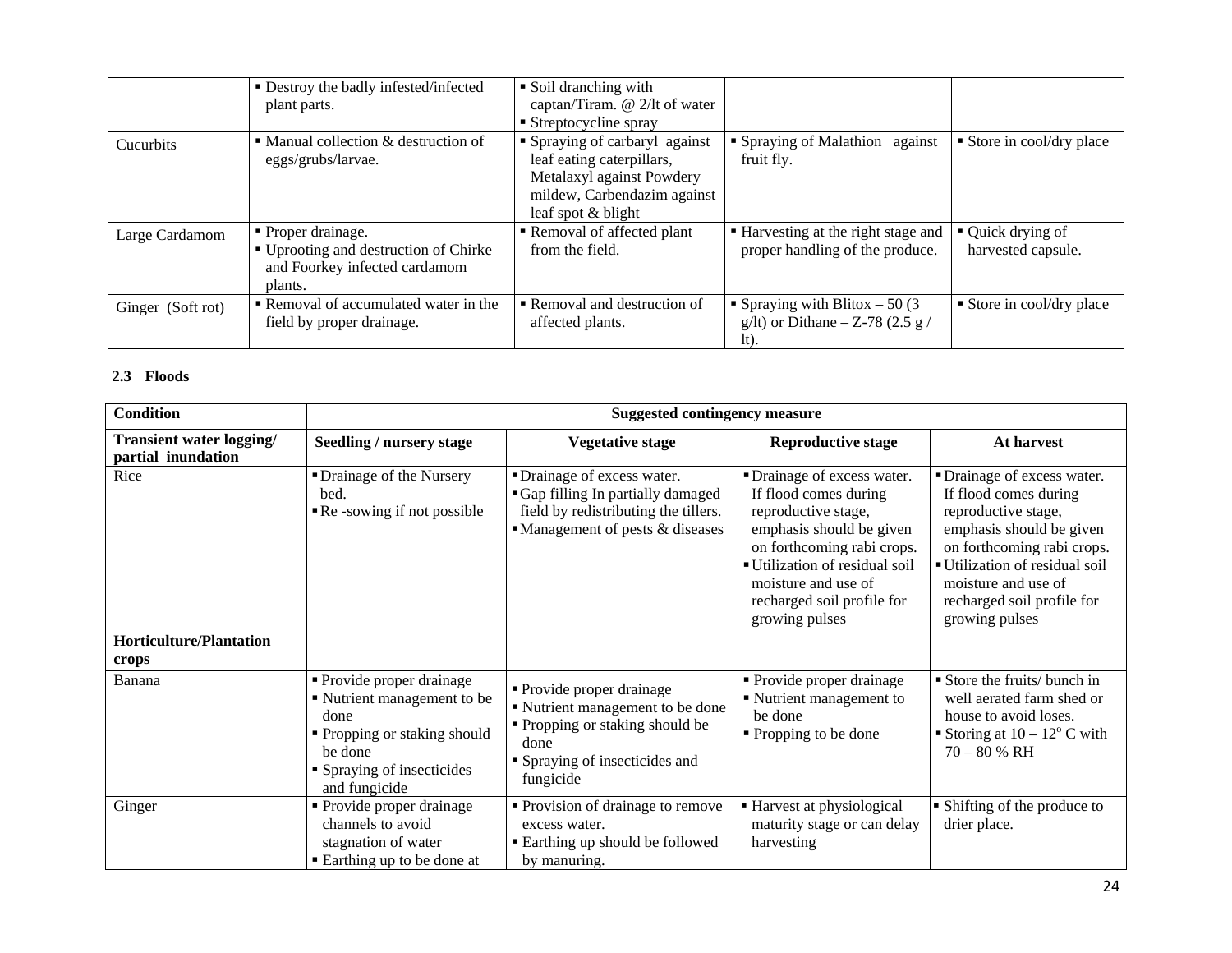| | | | | |
|---|---|---|---|---|
| | ▪ Destroy the badly infested/infected plant parts. | ▪ Soil dranching with captan/Tiram. @ 2/lt of water<br>▪ Streptocycline spray | | |
| Cucurbits | ▪ Manual collection & destruction of eggs/grubs/larvae. | ▪ Spraying of carbaryl against leaf eating caterpillars, Metalaxyl against Powdery mildew, Carbendazim against leaf spot & blight | ▪ Spraying of Malathion against fruit fly. | ▪ Store in cool/dry place |
| Large Cardamom | ▪ Proper drainage.<br>▪ Uprooting and destruction of Chirke and Foorkey infected cardamom plants. | ▪ Removal of affected plant from the field. | ▪ Harvesting at the right stage and proper handling of the produce. | ▪ Quick drying of harvested capsule. |
| Ginger (Soft rot) | ▪ Removal of accumulated water in the field by proper drainage. | ▪ Removal and destruction of affected plants. | ▪ Spraying with Blitox – 50 (3 g/lt) or Dithane – Z-78 (2.5 g / lt). | ▪ Store in cool/dry place |

### 2.3 Floods

| Condition | Suggested contingency measure | | | |
|---|---|---|---|---|
| **Transient water logging/ partial inundation** | **Seedling / nursery stage** | **Vegetative stage** | **Reproductive stage** | **At harvest** |
| Rice | ▪ Drainage of the Nursery bed.<br>▪ Re -sowing if not possible | ▪ Drainage of excess water.<br>▪ Gap filling In partially damaged field by redistributing the tillers.<br>▪ Management of pests & diseases | ▪ Drainage of excess water. If flood comes during reproductive stage, emphasis should be given on forthcoming rabi crops.<br>▪ Utilization of residual soil moisture and use of recharged soil profile for growing pulses | ▪ Drainage of excess water. If flood comes during reproductive stage, emphasis should be given on forthcoming rabi crops.<br>▪ Utilization of residual soil moisture and use of recharged soil profile for growing pulses |
| **Horticulture/Plantation crops** | | | | |
| Banana | ▪ Provide proper drainage<br>▪ Nutrient management to be done<br>▪ Propping or staking should be done<br>▪ Spraying of insecticides and fungicide | ▪ Provide proper drainage<br>▪ Nutrient management to be done<br>▪ Propping or staking should be done<br>▪ Spraying of insecticides and fungicide | ▪ Provide proper drainage<br>▪ Nutrient management to be done<br>▪ Propping to be done | ▪ Store the fruits/ bunch in well aerated farm shed or house to avoid loses.<br>▪ Storing at 10 – 12$^o$ C with 70 – 80 % RH |
| Ginger | ▪ Provide proper drainage channels to avoid stagnation of water<br>▪ Earthing up to be done at | ▪ Provision of drainage to remove excess water.<br>▪ Earthing up should be followed by manuring. | ▪ Harvest at physiological maturity stage or can delay harvesting | ▪ Shifting of the produce to drier place. |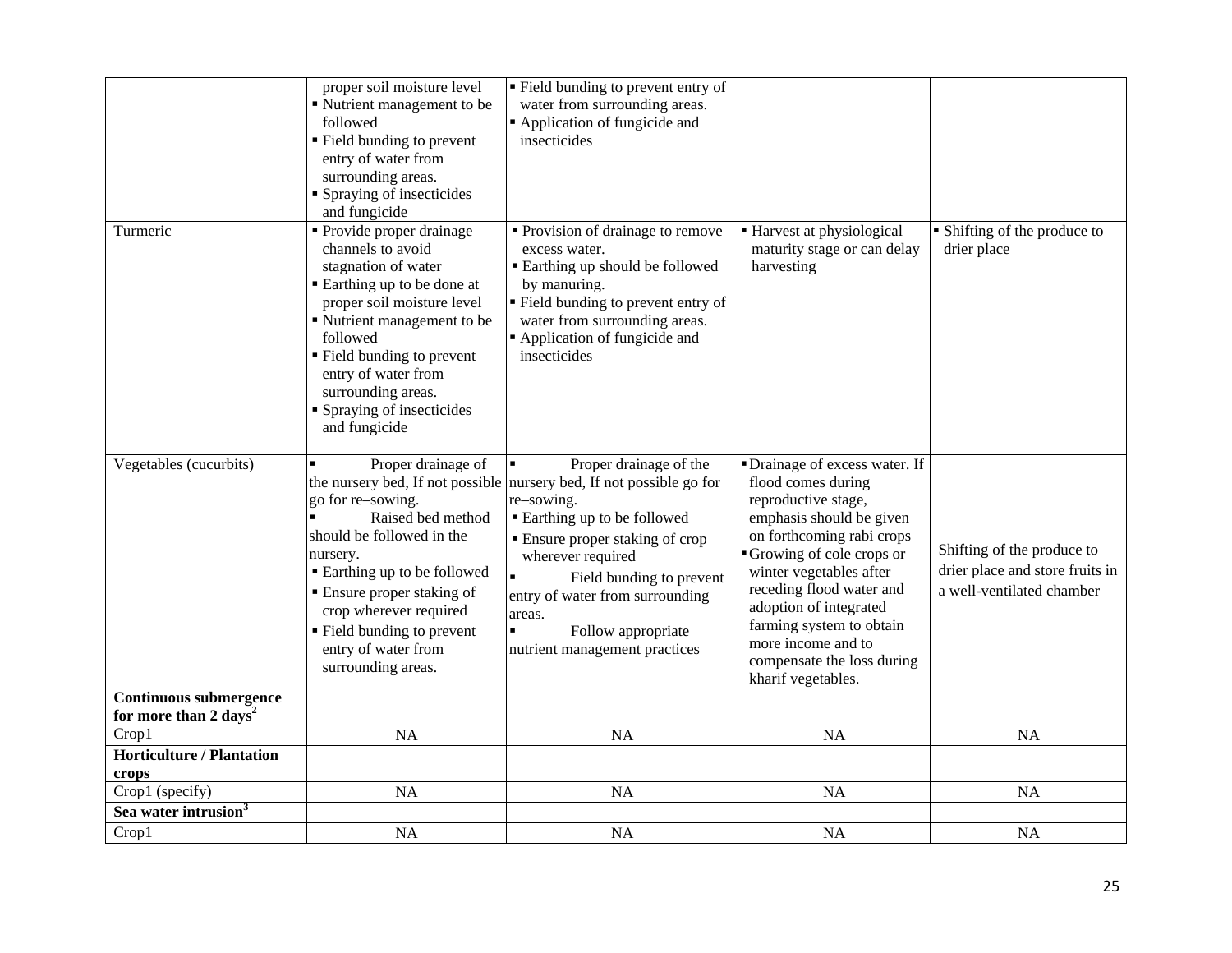| | | | | |
|---|---|---|---|---|
| | proper soil moisture level<br>▪ Nutrient management to be followed<br>▪ Field bunding to prevent entry of water from surrounding areas.<br>▪ Spraying of insecticides and fungicide | ▪ Field bunding to prevent entry of water from surrounding areas.<br>▪ Application of fungicide and insecticides | | |
| Turmeric | ▪ Provide proper drainage channels to avoid stagnation of water<br>▪ Earthing up to be done at proper soil moisture level<br>▪ Nutrient management to be followed<br>▪ Field bunding to prevent entry of water from surrounding areas.<br>▪ Spraying of insecticides and fungicide | ▪ Provision of drainage to remove excess water.<br>▪ Earthing up should be followed by manuring.<br>▪ Field bunding to prevent entry of water from surrounding areas.<br>▪ Application of fungicide and insecticides | ▪ Harvest at physiological maturity stage or can delay harvesting | ▪ Shifting of the produce to drier place |
| Vegetables (cucurbits) | ▪ Proper drainage of the nursery bed, If not possible go for re–sowing.<br>▪ Raised bed method should be followed in the nursery.<br>▪ Earthing up to be followed<br>▪ Ensure proper staking of crop wherever required<br>▪ Field bunding to prevent entry of water from surrounding areas. | ▪ Proper drainage of the nursery bed, If not possible go for re–sowing.<br>▪ Earthing up to be followed<br>▪ Ensure proper staking of crop wherever required<br>▪ Field bunding to prevent entry of water from surrounding areas.<br>▪ Follow appropriate nutrient management practices | ▪ Drainage of excess water. If flood comes during reproductive stage, emphasis should be given on forthcoming rabi crops<br>▪ Growing of cole crops or winter vegetables after receding flood water and adoption of integrated farming system to obtain more income and to compensate the loss during kharif vegetables. | Shifting of the produce to drier place and store fruits in a well-ventilated chamber |
| **Continuous submergence for more than 2 days[2]** | | | | |
| Crop1 | NA | NA | NA | NA |
| **Horticulture / Plantation crops** | | | | |
| Crop1 (specify) | NA | NA | NA | NA |
| **Sea water intrusion[3]** | | | | |
| Crop1 | NA | NA | NA | NA |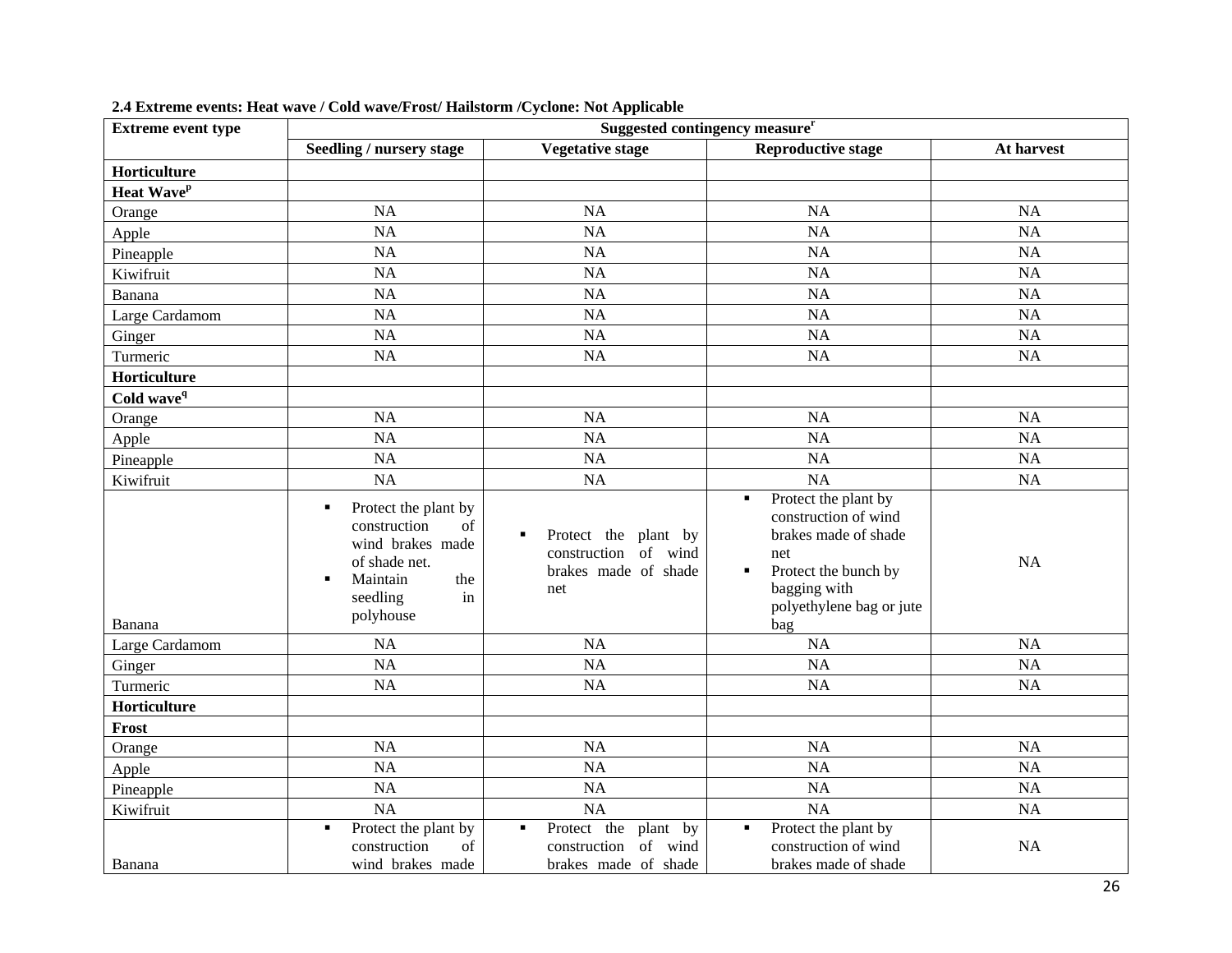**2.4 Extreme events: Heat wave / Cold wave/Frost/ Hailstorm /Cyclone: Not Applicable**

| Extreme event type | Suggested contingency measure[r] | | | |
|---|---|---|---|---|
| | Seedling / nursery stage | Vegetative stage | Reproductive stage | At harvest |
| **Horticulture** | | | | |
| **Heat Wave[p]** | | | | |
| Orange | NA | NA | NA | NA |
| Apple | NA | NA | NA | NA |
| Pineapple | NA | NA | NA | NA |
| Kiwifruit | NA | NA | NA | NA |
| Banana | NA | NA | NA | NA |
| Large Cardamom | NA | NA | NA | NA |
| Ginger | NA | NA | NA | NA |
| Turmeric | NA | NA | NA | NA |
| **Horticulture** | | | | |
| **Cold wave[q]** | | | | |
| Orange | NA | NA | NA | NA |
| Apple | NA | NA | NA | NA |
| Pineapple | NA | NA | NA | NA |
| Kiwifruit | NA | NA | NA | NA |
| Banana | ▪ Protect the plant by construction of wind brakes made of shade net.<br>▪ Maintain the seedling in polyhouse | ▪ Protect the plant by construction of wind brakes made of shade net | ▪ Protect the plant by construction of wind brakes made of shade net<br>▪ Protect the bunch by bagging with polyethylene bag or jute bag | NA |
| Large Cardamom | NA | NA | NA | NA |
| Ginger | NA | NA | NA | NA |
| Turmeric | NA | NA | NA | NA |
| **Horticulture** | | | | |
| **Frost** | | | | |
| Orange | NA | NA | NA | NA |
| Apple | NA | NA | NA | NA |
| Pineapple | NA | NA | NA | NA |
| Kiwifruit | NA | NA | NA | NA |
| Banana | ▪ Protect the plant by construction of wind brakes made | ▪ Protect the plant by construction of wind brakes made of shade | ▪ Protect the plant by construction of wind brakes made of shade | NA |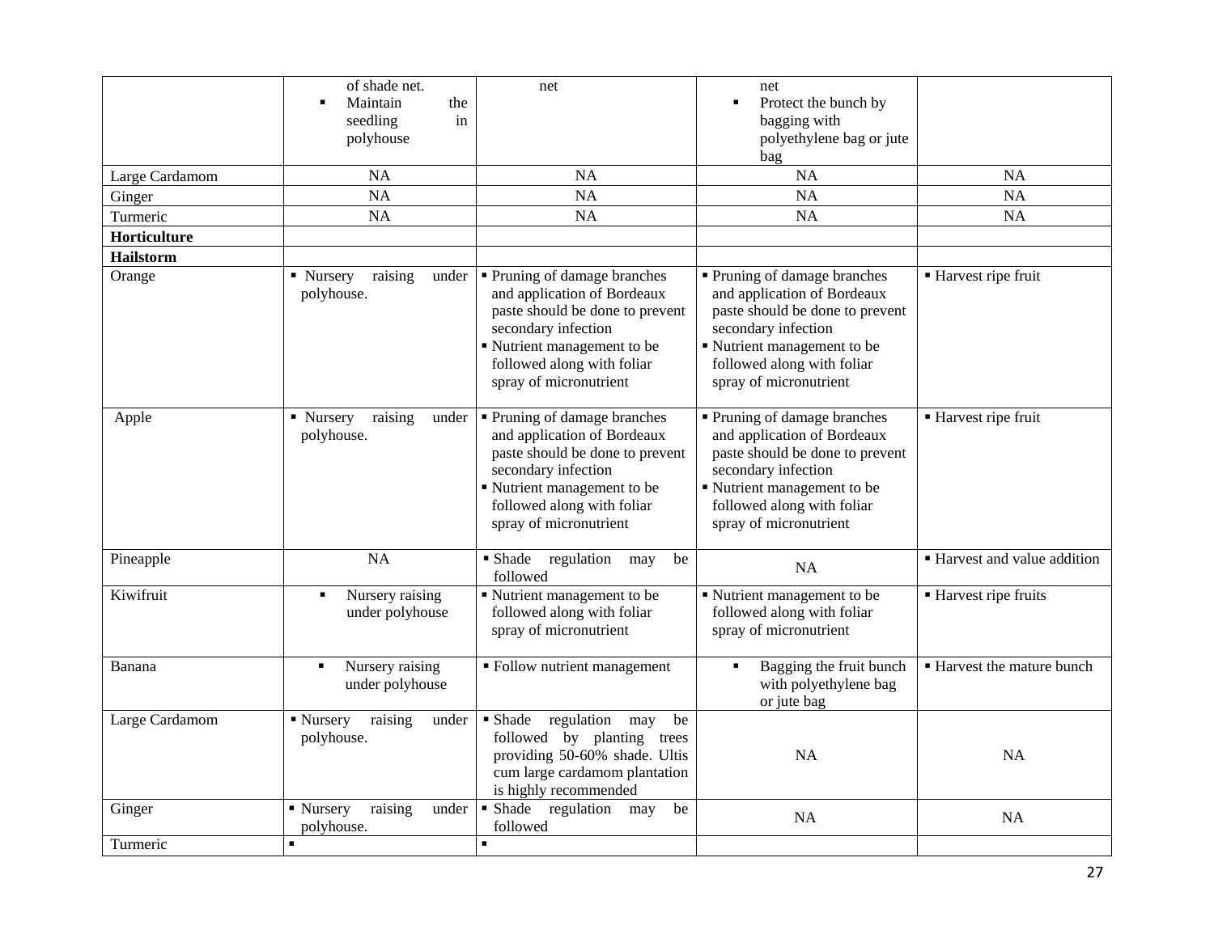| | | | | |
|---|---|---|---|---|
| | of shade net.<br>▪ Maintain the seedling in polyhouse | net | net<br>▪ Protect the bunch by bagging with polyethylene bag or jute bag | |
| Large Cardamom | NA | NA | NA | NA |
| Ginger | NA | NA | NA | NA |
| Turmeric | NA | NA | NA | NA |
| **Horticulture** | | | | |
| **Hailstorm** | | | | |
| Orange | ▪ Nursery raising under polyhouse. | ▪ Pruning of damage branches and application of Bordeaux paste should be done to prevent secondary infection<br>▪ Nutrient management to be followed along with foliar spray of micronutrient | ▪ Pruning of damage branches and application of Bordeaux paste should be done to prevent secondary infection<br>▪ Nutrient management to be followed along with foliar spray of micronutrient | ▪ Harvest ripe fruit |
| Apple | ▪ Nursery raising under polyhouse. | ▪ Pruning of damage branches and application of Bordeaux paste should be done to prevent secondary infection<br>▪ Nutrient management to be followed along with foliar spray of micronutrient | ▪ Pruning of damage branches and application of Bordeaux paste should be done to prevent secondary infection<br>▪ Nutrient management to be followed along with foliar spray of micronutrient | ▪ Harvest ripe fruit |
| Pineapple | NA | ▪ Shade regulation may be followed | NA | ▪ Harvest and value addition |
| Kiwifruit | ▪ Nursery raising under polyhouse | ▪ Nutrient management to be followed along with foliar spray of micronutrient | ▪ Nutrient management to be followed along with foliar spray of micronutrient | ▪ Harvest ripe fruits |
| Banana | ▪ Nursery raising under polyhouse | ▪ Follow nutrient management | ▪ Bagging the fruit bunch with polyethylene bag or jute bag | ▪ Harvest the mature bunch |
| Large Cardamom | ▪ Nursery raising under polyhouse. | ▪ Shade regulation may be followed by planting trees providing 50-60% shade. Ultis cum large cardamom plantation is highly recommended | NA | NA |
| Ginger | ▪ Nursery raising under polyhouse. | ▪ Shade regulation may be followed | NA | NA |
| Turmeric | ▪ | ▪ | | |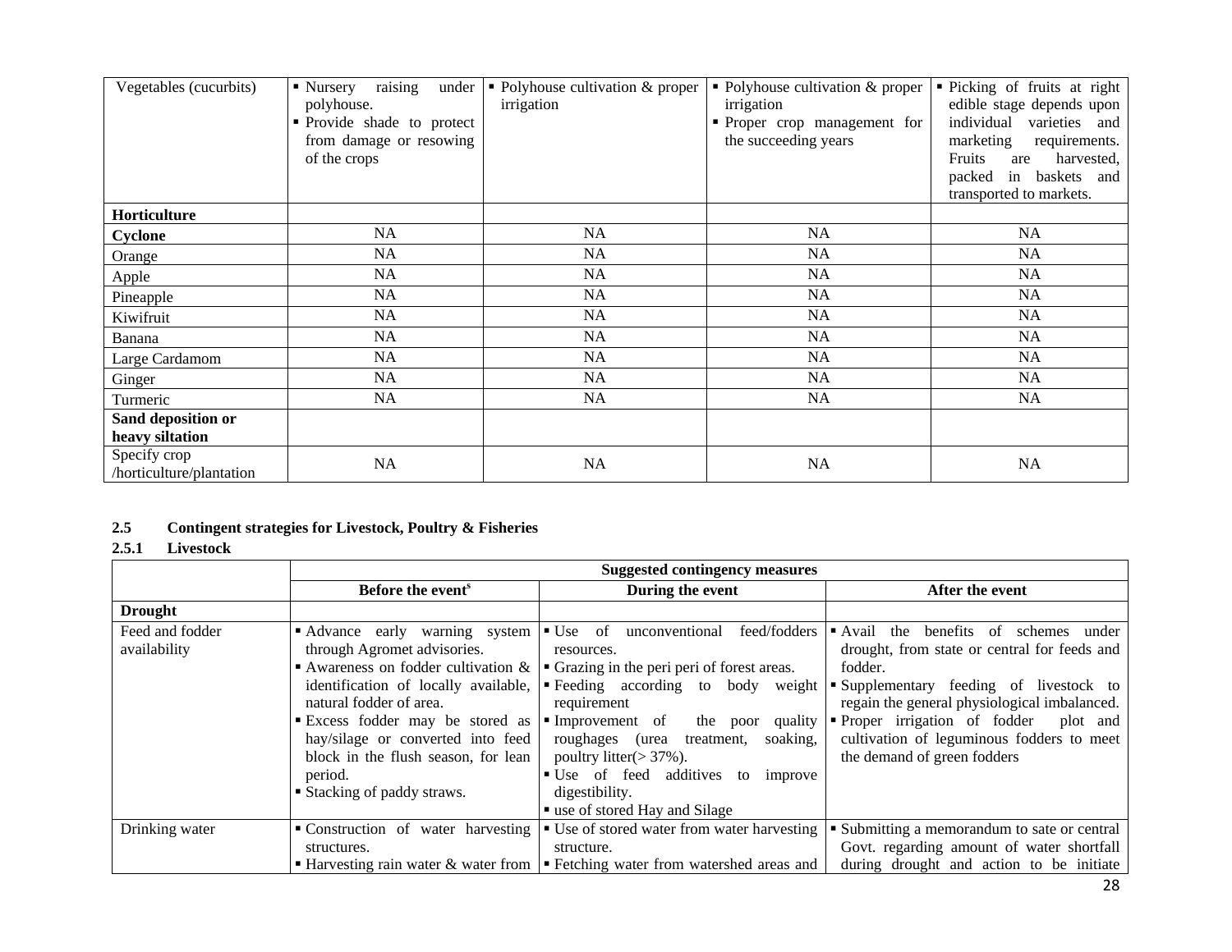| Vegetables (cucurbits) | ▪ Nursery raising under polyhouse.<br>▪ Provide shade to protect from damage or resowing of the crops | ▪ Polyhouse cultivation & proper irrigation | ▪ Polyhouse cultivation & proper irrigation<br>▪ Proper crop management for the succeeding years | ▪ Picking of fruits at right edible stage depends upon individual varieties and marketing requirements. Fruits are harvested, packed in baskets and transported to markets. |
|---|---|---|---|---|
| **Horticulture** | | | | |
| **Cyclone** | NA | NA | NA | NA |
| Orange | NA | NA | NA | NA |
| Apple | NA | NA | NA | NA |
| Pineapple | NA | NA | NA | NA |
| Kiwifruit | NA | NA | NA | NA |
| Banana | NA | NA | NA | NA |
| Large Cardamom | NA | NA | NA | NA |
| Ginger | NA | NA | NA | NA |
| Turmeric | NA | NA | NA | NA |
| **Sand deposition or heavy siltation** | | | | |
| Specify crop /horticulture/plantation | NA | NA | NA | NA |

### 2.5 Contingent strategies for Livestock, Poultry & Fisheries

#### 2.5.1 Livestock

| | Suggested contingency measures | | |
|---|---|---|---|
| | **Before the event[s]** | **During the event** | **After the event** |
| **Drought** | | | |
| Feed and fodder availability | ▪ Advance early warning system through Agromet advisories.<br>▪ Awareness on fodder cultivation & identification of locally available, natural fodder of area.<br>▪ Excess fodder may be stored as hay/silage or converted into feed block in the flush season, for lean period.<br>▪ Stacking of paddy straws. | ▪ Use of unconventional feed/fodders resources.<br>▪ Grazing in the peri peri of forest areas.<br>▪ Feeding according to body weight requirement<br>▪ Improvement of the poor quality roughages (urea treatment, soaking, poultry litter(> 37%).<br>▪ Use of feed additives to improve digestibility.<br>▪ use of stored Hay and Silage | ▪ Avail the benefits of schemes under drought, from state or central for feeds and fodder.<br>▪ Supplementary feeding of livestock to regain the general physiological imbalanced.<br>▪ Proper irrigation of fodder plot and cultivation of leguminous fodders to meet the demand of green fodders |
| Drinking water | ▪ Construction of water harvesting structures.<br>▪ Harvesting rain water & water from | ▪ Use of stored water from water harvesting structure.<br>▪ Fetching water from watershed areas and | ▪ Submitting a memorandum to sate or central Govt. regarding amount of water shortfall during drought and action to be initiate |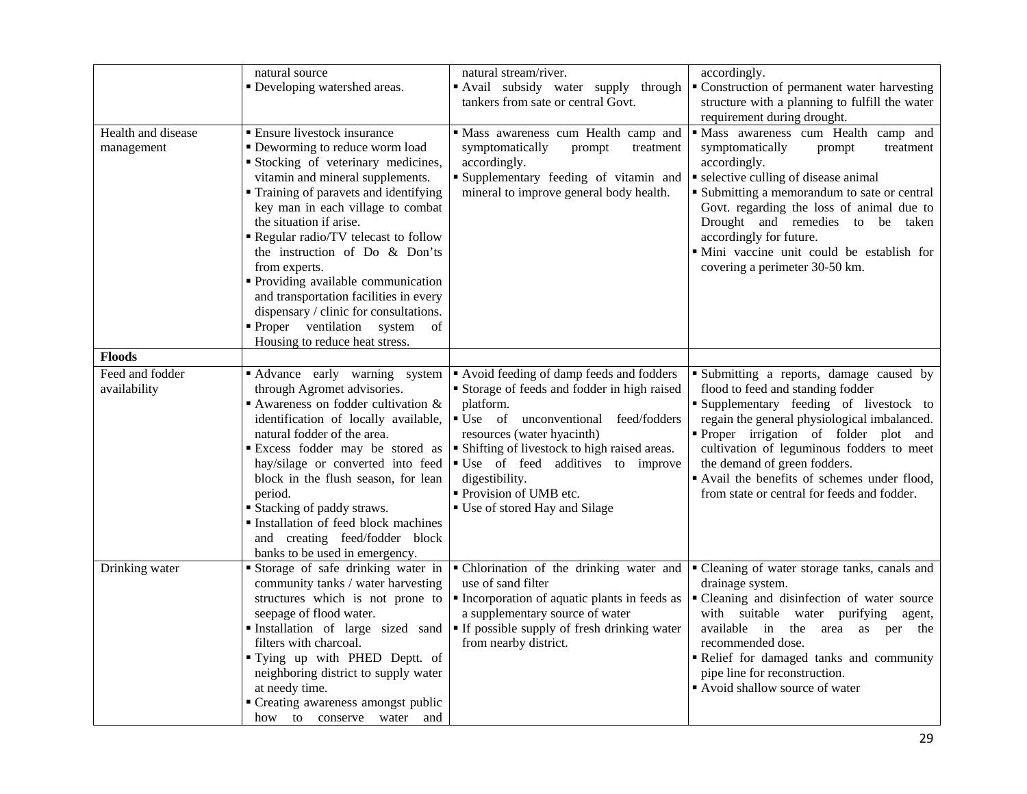| | | | |
|---|---|---|---|
| | natural source<br>▪ Developing watershed areas. | natural stream/river.<br>▪ Avail subsidy water supply through tankers from sate or central Govt. | accordingly.<br>▪ Construction of permanent water harvesting structure with a planning to fulfill the water requirement during drought. |
| Health and disease management | ▪ Ensure livestock insurance<br>▪ Deworming to reduce worm load<br>▪ Stocking of veterinary medicines, vitamin and mineral supplements.<br>▪ Training of paravets and identifying key man in each village to combat the situation if arise.<br>▪ Regular radio/TV telecast to follow the instruction of Do & Don'ts from experts.<br>▪ Providing available communication and transportation facilities in every dispensary / clinic for consultations.<br>▪ Proper ventilation system of Housing to reduce heat stress. | ▪ Mass awareness cum Health camp and symptomatically prompt treatment accordingly.<br>▪ Supplementary feeding of vitamin and mineral to improve general body health. | ▪ Mass awareness cum Health camp and symptomatically prompt treatment accordingly.<br>▪ selective culling of disease animal<br>▪ Submitting a memorandum to sate or central Govt. regarding the loss of animal due to Drought and remedies to be taken accordingly for future.<br>▪ Mini vaccine unit could be establish for covering a perimeter 30-50 km. |
| **Floods** | | | |
| Feed and fodder availability | ▪ Advance early warning system through Agromet advisories.<br>▪ Awareness on fodder cultivation & identification of locally available, natural fodder of the area.<br>▪ Excess fodder may be stored as hay/silage or converted into feed block in the flush season, for lean period.<br>▪ Stacking of paddy straws.<br>▪ Installation of feed block machines and creating feed/fodder block banks to be used in emergency. | ▪ Avoid feeding of damp feeds and fodders<br>▪ Storage of feeds and fodder in high raised platform.<br>▪ Use of unconventional feed/fodders resources (water hyacinth)<br>▪ Shifting of livestock to high raised areas.<br>▪ Use of feed additives to improve digestibility.<br>▪ Provision of UMB etc.<br>▪ Use of stored Hay and Silage | ▪ Submitting a reports, damage caused by flood to feed and standing fodder<br>▪ Supplementary feeding of livestock to regain the general physiological imbalanced.<br>▪ Proper irrigation of folder plot and cultivation of leguminous fodders to meet the demand of green fodders.<br>▪ Avail the benefits of schemes under flood, from state or central for feeds and fodder. |
| Drinking water | ▪ Storage of safe drinking water in community tanks / water harvesting structures which is not prone to seepage of flood water.<br>▪ Installation of large sized sand filters with charcoal.<br>▪ Tying up with PHED Deptt. of neighboring district to supply water at needy time.<br>▪ Creating awareness amongst public how to conserve water and | ▪ Chlorination of the drinking water and use of sand filter<br>▪ Incorporation of aquatic plants in feeds as a supplementary source of water<br>▪ If possible supply of fresh drinking water from nearby district. | ▪ Cleaning of water storage tanks, canals and drainage system.<br>▪ Cleaning and disinfection of water source with suitable water purifying agent, available in the area as per the recommended dose.<br>▪ Relief for damaged tanks and community pipe line for reconstruction.<br>▪ Avoid shallow source of water |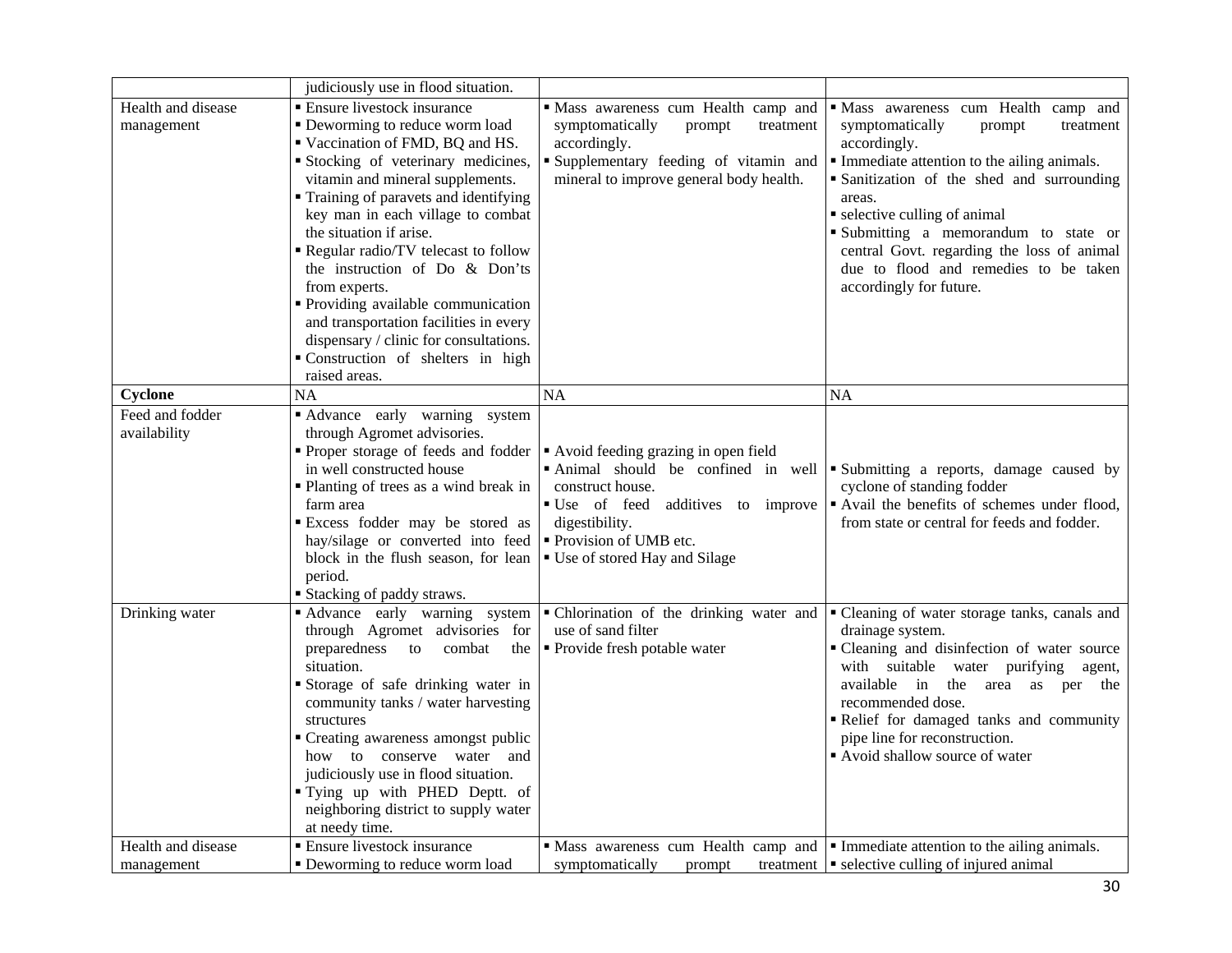| | | | |
|---|---|---|---|
| | judiciously use in flood situation. | | |
| Health and disease management | ▪ Ensure livestock insurance<br>▪ Deworming to reduce worm load<br>▪ Vaccination of FMD, BQ and HS.<br>▪ Stocking of veterinary medicines, vitamin and mineral supplements.<br>▪ Training of paravets and identifying key man in each village to combat the situation if arise.<br>▪ Regular radio/TV telecast to follow the instruction of Do & Don'ts from experts.<br>▪ Providing available communication and transportation facilities in every dispensary / clinic for consultations.<br>▪ Construction of shelters in high raised areas. | ▪ Mass awareness cum Health camp and symptomatically prompt treatment accordingly.<br>▪ Supplementary feeding of vitamin and mineral to improve general body health. | ▪ Mass awareness cum Health camp and symptomatically prompt treatment accordingly.<br>▪ Immediate attention to the ailing animals.<br>▪ Sanitization of the shed and surrounding areas.<br>▪ selective culling of animal<br>▪ Submitting a memorandum to state or central Govt. regarding the loss of animal due to flood and remedies to be taken accordingly for future. |
| **Cyclone** | NA | NA | NA |
| Feed and fodder availability | ▪ Advance early warning system through Agromet advisories.<br>▪ Proper storage of feeds and fodder in well constructed house<br>▪ Planting of trees as a wind break in farm area<br>▪ Excess fodder may be stored as hay/silage or converted into feed block in the flush season, for lean period.<br>▪ Stacking of paddy straws. | ▪ Avoid feeding grazing in open field<br>▪ Animal should be confined in well construct house.<br>▪ Use of feed additives to improve digestibility.<br>▪ Provision of UMB etc.<br>▪ Use of stored Hay and Silage | ▪ Submitting a reports, damage caused by cyclone of standing fodder<br>▪ Avail the benefits of schemes under flood, from state or central for feeds and fodder. |
| Drinking water | ▪ Advance early warning system through Agromet advisories for preparedness to combat the situation.<br>▪ Storage of safe drinking water in community tanks / water harvesting structures<br>▪ Creating awareness amongst public how to conserve water and judiciously use in flood situation.<br>▪ Tying up with PHED Deptt. of neighboring district to supply water at needy time. | ▪ Chlorination of the drinking water and use of sand filter<br>▪ Provide fresh potable water | ▪ Cleaning of water storage tanks, canals and drainage system.<br>▪ Cleaning and disinfection of water source with suitable water purifying agent, available in the area as per the recommended dose.<br>▪ Relief for damaged tanks and community pipe line for reconstruction.<br>▪ Avoid shallow source of water |
| Health and disease management | ▪ Ensure livestock insurance<br>▪ Deworming to reduce worm load | ▪ Mass awareness cum Health camp and symptomatically prompt treatment | ▪ Immediate attention to the ailing animals.<br>▪ selective culling of injured animal |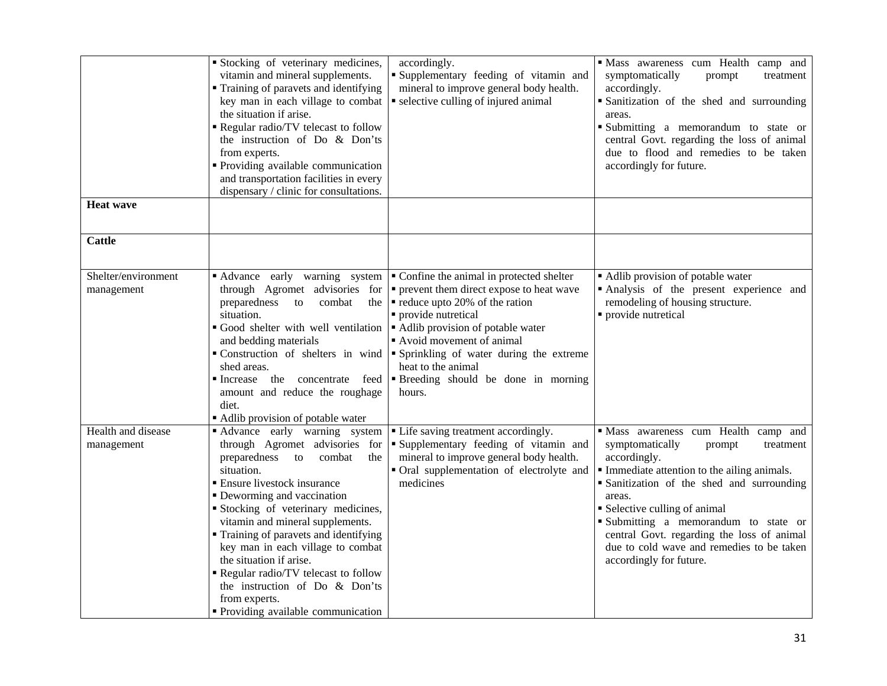| | | | |
|---|---|---|---|
| | ▪ Stocking of veterinary medicines, vitamin and mineral supplements.<br>▪ Training of paravets and identifying key man in each village to combat the situation if arise.<br>▪ Regular radio/TV telecast to follow the instruction of Do & Don'ts from experts.<br>▪ Providing available communication and transportation facilities in every dispensary / clinic for consultations. | accordingly.<br>▪ Supplementary feeding of vitamin and mineral to improve general body health.<br>▪ selective culling of injured animal | ▪ Mass awareness cum Health camp and symptomatically prompt treatment accordingly.<br>▪ Sanitization of the shed and surrounding areas.<br>▪ Submitting a memorandum to state or central Govt. regarding the loss of animal due to flood and remedies to be taken accordingly for future. |
| **Heat wave** | | | |
| **Cattle** | | | |
| Shelter/environment management | ▪ Advance early warning system through Agromet advisories for preparedness to combat the situation.<br>▪ Good shelter with well ventilation and bedding materials<br>▪ Construction of shelters in wind shed areas.<br>▪ Increase the concentrate feed amount and reduce the roughage diet.<br>▪ Adlib provision of potable water | ▪ Confine the animal in protected shelter<br>▪ prevent them direct expose to heat wave<br>▪ reduce upto 20% of the ration<br>▪ provide nutretical<br>▪ Adlib provision of potable water<br>▪ Avoid movement of animal<br>▪ Sprinkling of water during the extreme heat to the animal<br>▪ Breeding should be done in morning hours. | ▪ Adlib provision of potable water<br>▪ Analysis of the present experience and remodeling of housing structure.<br>▪ provide nutretical |
| Health and disease management | ▪ Advance early warning system through Agromet advisories for preparedness to combat the situation.<br>▪ Ensure livestock insurance<br>▪ Deworming and vaccination<br>▪ Stocking of veterinary medicines, vitamin and mineral supplements.<br>▪ Training of paravets and identifying key man in each village to combat the situation if arise.<br>▪ Regular radio/TV telecast to follow the instruction of Do & Don'ts from experts.<br>▪ Providing available communication | ▪ Life saving treatment accordingly.<br>▪ Supplementary feeding of vitamin and mineral to improve general body health.<br>▪ Oral supplementation of electrolyte and medicines | ▪ Mass awareness cum Health camp and symptomatically prompt treatment accordingly.<br>▪ Immediate attention to the ailing animals.<br>▪ Sanitization of the shed and surrounding areas.<br>▪ Selective culling of animal<br>▪ Submitting a memorandum to state or central Govt. regarding the loss of animal due to cold wave and remedies to be taken accordingly for future. |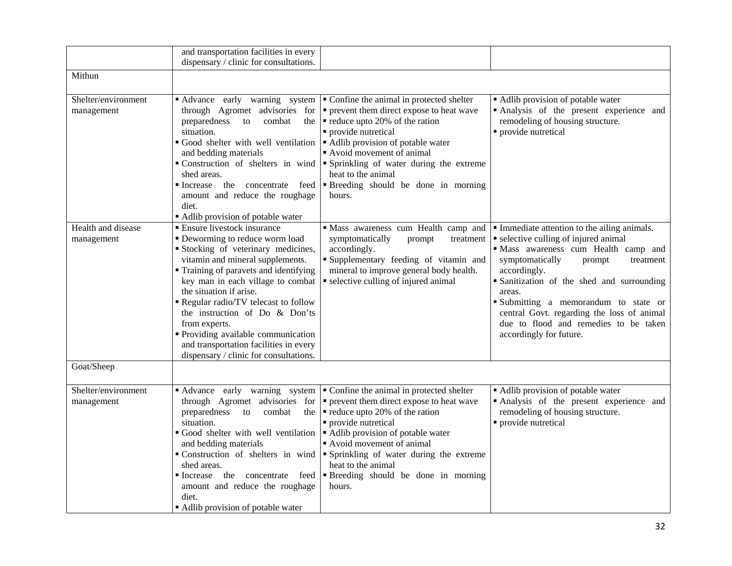| | | | |
|---|---|---|---|
| | and transportation facilities in every dispensary / clinic for consultations. | | |
| Mithun | | | |
| Shelter/environment management | ▪ Advance early warning system through Agromet advisories for preparedness to combat the situation.<br>▪ Good shelter with well ventilation and bedding materials<br>▪ Construction of shelters in wind shed areas.<br>▪ Increase the concentrate feed amount and reduce the roughage diet.<br>▪ Adlib provision of potable water | ▪ Confine the animal in protected shelter<br>▪ prevent them direct expose to heat wave<br>▪ reduce upto 20% of the ration<br>▪ provide nutretical<br>▪ Adlib provision of potable water<br>▪ Avoid movement of animal<br>▪ Sprinkling of water during the extreme heat to the animal<br>▪ Breeding should be done in morning hours. | ▪ Adlib provision of potable water<br>▪ Analysis of the present experience and remodeling of housing structure.<br>▪ provide nutretical |
| Health and disease management | ▪ Ensure livestock insurance<br>▪ Deworming to reduce worm load<br>▪ Stocking of veterinary medicines, vitamin and mineral supplements.<br>▪ Training of paravets and identifying key man in each village to combat the situation if arise.<br>▪ Regular radio/TV telecast to follow the instruction of Do & Don'ts from experts.<br>▪ Providing available communication and transportation facilities in every dispensary / clinic for consultations. | ▪ Mass awareness cum Health camp and symptomatically prompt treatment accordingly.<br>▪ Supplementary feeding of vitamin and mineral to improve general body health.<br>▪ selective culling of injured animal | ▪ Immediate attention to the ailing animals.<br>▪ selective culling of injured animal<br>▪ Mass awareness cum Health camp and symptomatically prompt treatment accordingly.<br>▪ Sanitization of the shed and surrounding areas.<br>▪ Submitting a memorandum to state or central Govt. regarding the loss of animal due to flood and remedies to be taken accordingly for future. |
| Goat/Sheep | | | |
| Shelter/environment management | ▪ Advance early warning system through Agromet advisories for preparedness to combat the situation.<br>▪ Good shelter with well ventilation and bedding materials<br>▪ Construction of shelters in wind shed areas.<br>▪ Increase the concentrate feed amount and reduce the roughage diet.<br>▪ Adlib provision of potable water | ▪ Confine the animal in protected shelter<br>▪ prevent them direct expose to heat wave<br>▪ reduce upto 20% of the ration<br>▪ provide nutretical<br>▪ Adlib provision of potable water<br>▪ Avoid movement of animal<br>▪ Sprinkling of water during the extreme heat to the animal<br>▪ Breeding should be done in morning hours. | ▪ Adlib provision of potable water<br>▪ Analysis of the present experience and remodeling of housing structure.<br>▪ provide nutretical |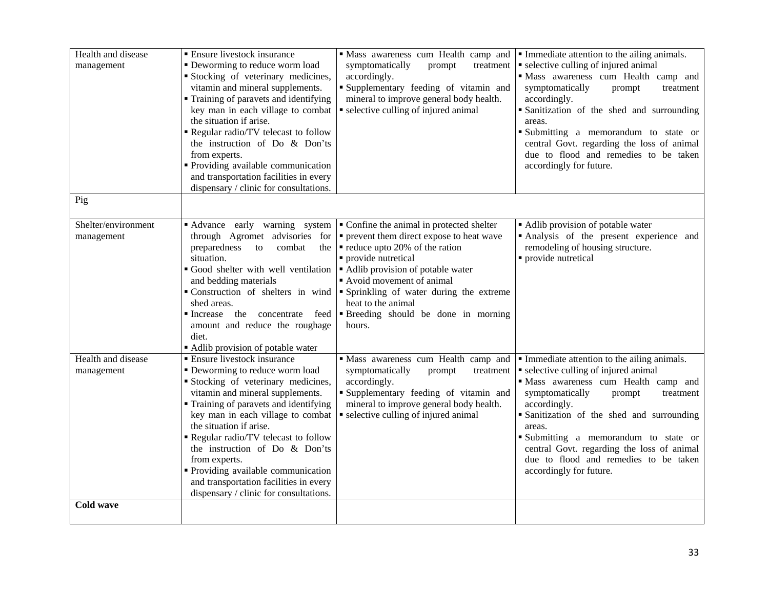| | | | |
|---|---|---|---|
| Health and disease management | ▪ Ensure livestock insurance<br>▪ Deworming to reduce worm load<br>▪ Stocking of veterinary medicines, vitamin and mineral supplements.<br>▪ Training of paravets and identifying key man in each village to combat the situation if arise.<br>▪ Regular radio/TV telecast to follow the instruction of Do & Don'ts from experts.<br>▪ Providing available communication and transportation facilities in every dispensary / clinic for consultations. | ▪ Mass awareness cum Health camp and symptomatically prompt treatment accordingly.<br>▪ Supplementary feeding of vitamin and mineral to improve general body health.<br>▪ selective culling of injured animal | ▪ Immediate attention to the ailing animals.<br>▪ selective culling of injured animal<br>▪ Mass awareness cum Health camp and symptomatically prompt treatment accordingly.<br>▪ Sanitization of the shed and surrounding areas.<br>▪ Submitting a memorandum to state or central Govt. regarding the loss of animal due to flood and remedies to be taken accordingly for future. |
| Pig | | | |
| Shelter/environment management | ▪ Advance early warning system through Agromet advisories for preparedness to combat the situation.<br>▪ Good shelter with well ventilation and bedding materials<br>▪ Construction of shelters in wind shed areas.<br>▪ Increase the concentrate feed amount and reduce the roughage diet.<br>▪ Adlib provision of potable water | ▪ Confine the animal in protected shelter<br>▪ prevent them direct expose to heat wave<br>▪ reduce upto 20% of the ration<br>▪ provide nutretical<br>▪ Adlib provision of potable water<br>▪ Avoid movement of animal<br>▪ Sprinkling of water during the extreme heat to the animal<br>▪ Breeding should be done in morning hours. | ▪ Adlib provision of potable water<br>▪ Analysis of the present experience and remodeling of housing structure.<br>▪ provide nutretical |
| Health and disease management | ▪ Ensure livestock insurance<br>▪ Deworming to reduce worm load<br>▪ Stocking of veterinary medicines, vitamin and mineral supplements.<br>▪ Training of paravets and identifying key man in each village to combat the situation if arise.<br>▪ Regular radio/TV telecast to follow the instruction of Do & Don'ts from experts.<br>▪ Providing available communication and transportation facilities in every dispensary / clinic for consultations. | ▪ Mass awareness cum Health camp and symptomatically prompt treatment accordingly.<br>▪ Supplementary feeding of vitamin and mineral to improve general body health.<br>▪ selective culling of injured animal | ▪ Immediate attention to the ailing animals.<br>▪ selective culling of injured animal<br>▪ Mass awareness cum Health camp and symptomatically prompt treatment accordingly.<br>▪ Sanitization of the shed and surrounding areas.<br>▪ Submitting a memorandum to state or central Govt. regarding the loss of animal due to flood and remedies to be taken accordingly for future. |
| **Cold wave** | | | |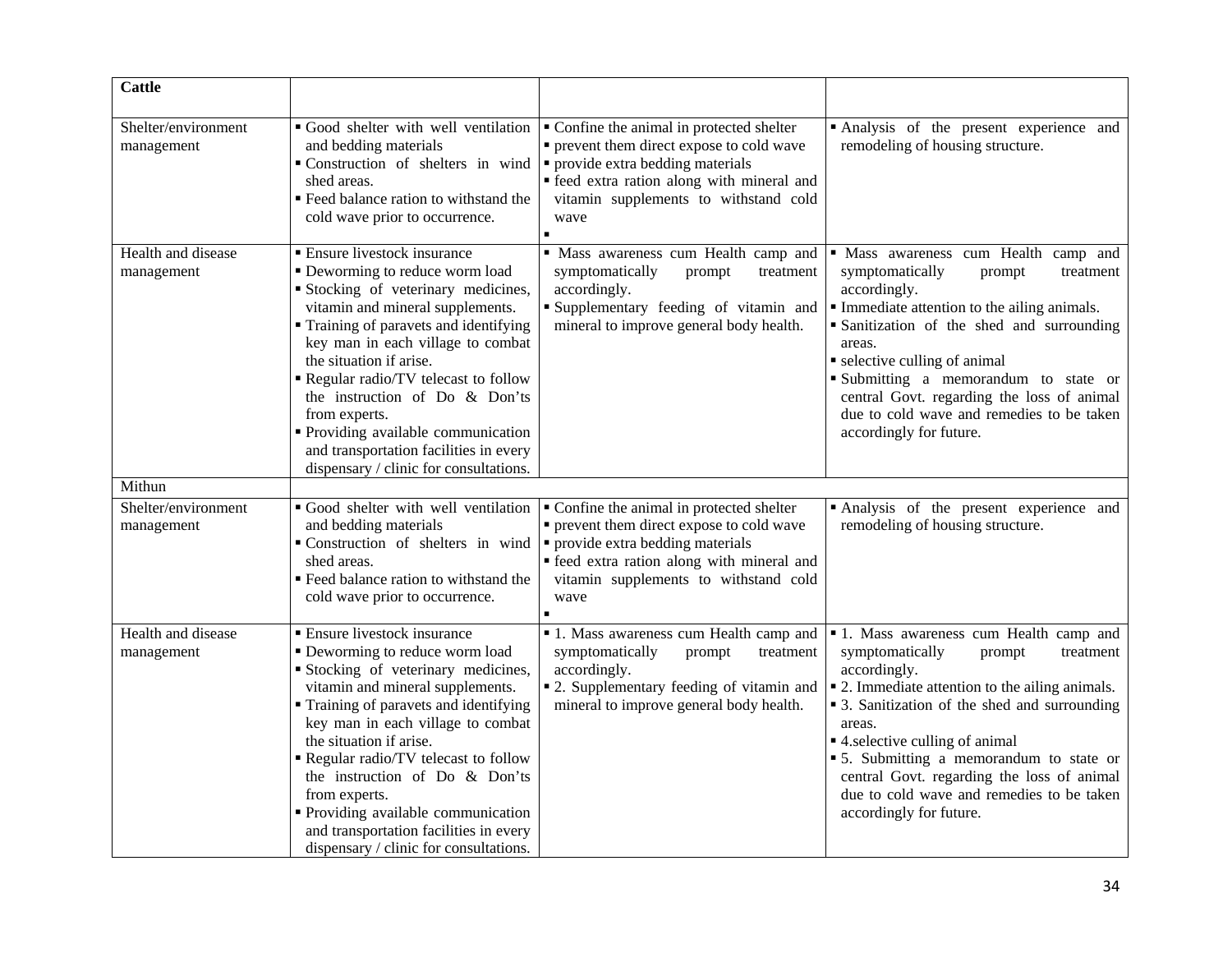| **Cattle** | | | |
|---|---|---|---|
| Shelter/environment management | ▪ Good shelter with well ventilation and bedding materials<br>▪ Construction of shelters in wind shed areas.<br>▪ Feed balance ration to withstand the cold wave prior to occurrence. | ▪ Confine the animal in protected shelter<br>▪ prevent them direct expose to cold wave<br>▪ provide extra bedding materials<br>▪ feed extra ration along with mineral and vitamin supplements to withstand cold wave<br>▪ | ▪ Analysis of the present experience and remodeling of housing structure. |
| Health and disease management | ▪ Ensure livestock insurance<br>▪ Deworming to reduce worm load<br>▪ Stocking of veterinary medicines, vitamin and mineral supplements.<br>▪ Training of paravets and identifying key man in each village to combat the situation if arise.<br>▪ Regular radio/TV telecast to follow the instruction of Do & Don'ts from experts.<br>▪ Providing available communication and transportation facilities in every dispensary / clinic for consultations. | ▪ Mass awareness cum Health camp and symptomatically prompt treatment accordingly.<br>▪ Supplementary feeding of vitamin and mineral to improve general body health. | ▪ Mass awareness cum Health camp and symptomatically prompt treatment accordingly.<br>▪ Immediate attention to the ailing animals.<br>▪ Sanitization of the shed and surrounding areas.<br>▪ selective culling of animal<br>▪ Submitting a memorandum to state or central Govt. regarding the loss of animal due to cold wave and remedies to be taken accordingly for future. |
| Mithun | | | |
| Shelter/environment management | ▪ Good shelter with well ventilation and bedding materials<br>▪ Construction of shelters in wind shed areas.<br>▪ Feed balance ration to withstand the cold wave prior to occurrence. | ▪ Confine the animal in protected shelter<br>▪ prevent them direct expose to cold wave<br>▪ provide extra bedding materials<br>▪ feed extra ration along with mineral and vitamin supplements to withstand cold wave<br>▪ | ▪ Analysis of the present experience and remodeling of housing structure. |
| Health and disease management | ▪ Ensure livestock insurance<br>▪ Deworming to reduce worm load<br>▪ Stocking of veterinary medicines, vitamin and mineral supplements.<br>▪ Training of paravets and identifying key man in each village to combat the situation if arise.<br>▪ Regular radio/TV telecast to follow the instruction of Do & Don'ts from experts.<br>▪ Providing available communication and transportation facilities in every dispensary / clinic for consultations. | ▪ 1. Mass awareness cum Health camp and symptomatically prompt treatment accordingly.<br>▪ 2. Supplementary feeding of vitamin and mineral to improve general body health. | ▪ 1. Mass awareness cum Health camp and symptomatically prompt treatment accordingly.<br>▪ 2. Immediate attention to the ailing animals.<br>▪ 3. Sanitization of the shed and surrounding areas.<br>▪ 4.selective culling of animal<br>▪ 5. Submitting a memorandum to state or central Govt. regarding the loss of animal due to cold wave and remedies to be taken accordingly for future. |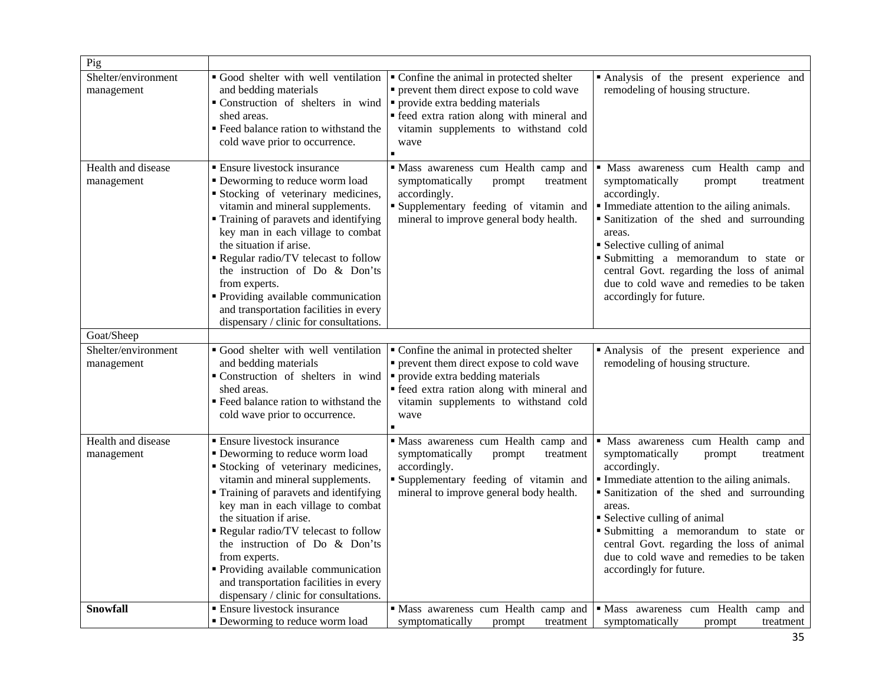| Pig | | | |
|---|---|---|---|
| Shelter/environment management | ▪ Good shelter with well ventilation and bedding materials<br>▪ Construction of shelters in wind shed areas.<br>▪ Feed balance ration to withstand the cold wave prior to occurrence. | ▪ Confine the animal in protected shelter<br>▪ prevent them direct expose to cold wave<br>▪ provide extra bedding materials<br>▪ feed extra ration along with mineral and vitamin supplements to withstand cold wave<br>▪ | ▪ Analysis of the present experience and remodeling of housing structure. |
| Health and disease management | ▪ Ensure livestock insurance<br>▪ Deworming to reduce worm load<br>▪ Stocking of veterinary medicines, vitamin and mineral supplements.<br>▪ Training of paravets and identifying key man in each village to combat the situation if arise.<br>▪ Regular radio/TV telecast to follow the instruction of Do & Don'ts from experts.<br>▪ Providing available communication and transportation facilities in every dispensary / clinic for consultations. | ▪ Mass awareness cum Health camp and symptomatically prompt treatment accordingly.<br>▪ Supplementary feeding of vitamin and mineral to improve general body health. | ▪ Mass awareness cum Health camp and symptomatically prompt treatment accordingly.<br>▪ Immediate attention to the ailing animals.<br>▪ Sanitization of the shed and surrounding areas.<br>▪ Selective culling of animal<br>▪ Submitting a memorandum to state or central Govt. regarding the loss of animal due to cold wave and remedies to be taken accordingly for future. |
| Goat/Sheep | | | |
| Shelter/environment management | ▪ Good shelter with well ventilation and bedding materials<br>▪ Construction of shelters in wind shed areas.<br>▪ Feed balance ration to withstand the cold wave prior to occurrence. | ▪ Confine the animal in protected shelter<br>▪ prevent them direct expose to cold wave<br>▪ provide extra bedding materials<br>▪ feed extra ration along with mineral and vitamin supplements to withstand cold wave<br>▪ | ▪ Analysis of the present experience and remodeling of housing structure. |
| Health and disease management | ▪ Ensure livestock insurance<br>▪ Deworming to reduce worm load<br>▪ Stocking of veterinary medicines, vitamin and mineral supplements.<br>▪ Training of paravets and identifying key man in each village to combat the situation if arise.<br>▪ Regular radio/TV telecast to follow the instruction of Do & Don'ts from experts.<br>▪ Providing available communication and transportation facilities in every dispensary / clinic for consultations. | ▪ Mass awareness cum Health camp and symptomatically prompt treatment accordingly.<br>▪ Supplementary feeding of vitamin and mineral to improve general body health. | ▪ Mass awareness cum Health camp and symptomatically prompt treatment accordingly.<br>▪ Immediate attention to the ailing animals.<br>▪ Sanitization of the shed and surrounding areas.<br>▪ Selective culling of animal<br>▪ Submitting a memorandum to state or central Govt. regarding the loss of animal due to cold wave and remedies to be taken accordingly for future. |
| **Snowfall** | ▪ Ensure livestock insurance<br>▪ Deworming to reduce worm load | ▪ Mass awareness cum Health camp and symptomatically prompt treatment | ▪ Mass awareness cum Health camp and symptomatically prompt treatment |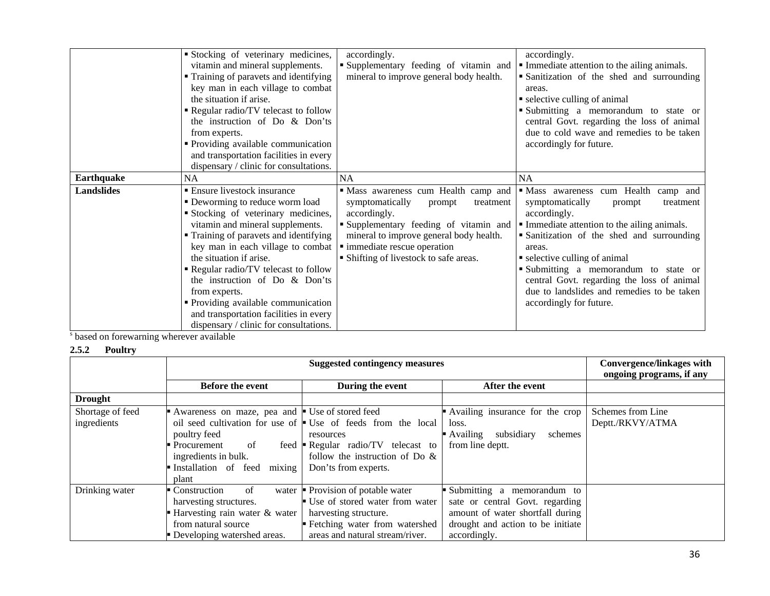| | | | |
|---|---|---|---|
| | ▪ Stocking of veterinary medicines, vitamin and mineral supplements.<br>▪ Training of paravets and identifying key man in each village to combat the situation if arise.<br>▪ Regular radio/TV telecast to follow the instruction of Do & Don'ts from experts.<br>▪ Providing available communication and transportation facilities in every dispensary / clinic for consultations. | accordingly.<br>▪ Supplementary feeding of vitamin and mineral to improve general body health. | accordingly.<br>▪ Immediate attention to the ailing animals.<br>▪ Sanitization of the shed and surrounding areas.<br>▪ selective culling of animal<br>▪ Submitting a memorandum to state or central Govt. regarding the loss of animal due to cold wave and remedies to be taken accordingly for future. |
| **Earthquake** | NA | NA | NA |
| **Landslides** | ▪ Ensure livestock insurance<br>▪ Deworming to reduce worm load<br>▪ Stocking of veterinary medicines, vitamin and mineral supplements.<br>▪ Training of paravets and identifying key man in each village to combat the situation if arise.<br>▪ Regular radio/TV telecast to follow the instruction of Do & Don'ts from experts.<br>▪ Providing available communication and transportation facilities in every dispensary / clinic for consultations. | ▪ Mass awareness cum Health camp and symptomatically prompt treatment accordingly.<br>▪ Supplementary feeding of vitamin and mineral to improve general body health.<br>▪ immediate rescue operation<br>▪ Shifting of livestock to safe areas. | ▪ Mass awareness cum Health camp and symptomatically prompt treatment accordingly.<br>▪ Immediate attention to the ailing animals.<br>▪ Sanitization of the shed and surrounding areas.<br>▪ selective culling of animal<br>▪ Submitting a memorandum to state or central Govt. regarding the loss of animal due to landslides and remedies to be taken accordingly for future. |

[s] based on forewarning wherever available

### 2.5.2 Poultry

| | Suggested contingency measures | | | Convergence/linkages with ongoing programs, if any |
|---|---|---|---|---|
| | **Before the event** | **During the event** | **After the event** | |
| **Drought** | | | | |
| Shortage of feed ingredients | ▪ Awareness on maze, pea and oil seed cultivation for use of poultry feed<br>▪ Procurement of feed ingredients in bulk.<br>▪ Installation of feed mixing plant | ▪ Use of stored feed<br>▪ Use of feeds from the local resources<br>▪ Regular radio/TV telecast to follow the instruction of Do & Don'ts from experts. | ▪ Availing insurance for the crop loss.<br>▪ Availing subsidiary schemes from line deptt. | Schemes from Line Deptt./RKVY/ATMA |
| Drinking water | ▪ Construction of water harvesting structures.<br>▪ Harvesting rain water & water from natural source<br>▪ Developing watershed areas. | ▪ Provision of potable water<br>▪ Use of stored water from water harvesting structure.<br>▪ Fetching water from watershed areas and natural stream/river. | ▪ Submitting a memorandum to sate or central Govt. regarding amount of water shortfall during drought and action to be initiate accordingly. | |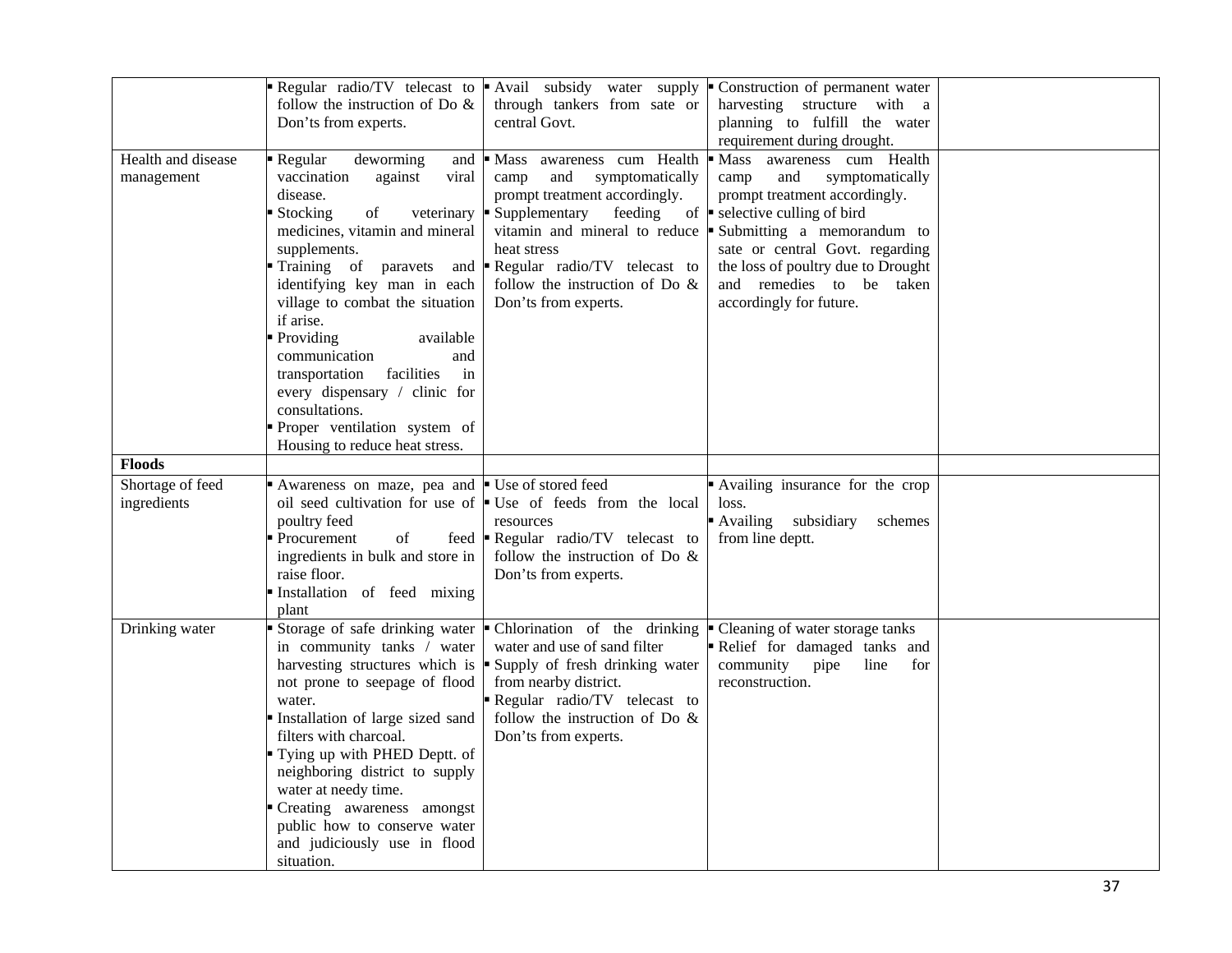| | | | | |
|---|---|---|---|---|
| | ▪ Regular radio/TV telecast to follow the instruction of Do & Don'ts from experts. | ▪ Avail subsidy water supply through tankers from sate or central Govt. | ▪ Construction of permanent water harvesting structure with a planning to fulfill the water requirement during drought. | |
| Health and disease management | ▪ Regular deworming and vaccination against viral disease.<br>▪ Stocking of veterinary medicines, vitamin and mineral supplements.<br>▪ Training of paravets and identifying key man in each village to combat the situation if arise.<br>▪ Providing available communication and transportation facilities in every dispensary / clinic for consultations.<br>▪ Proper ventilation system of Housing to reduce heat stress. | ▪ Mass awareness cum Health camp and symptomatically prompt treatment accordingly.<br>▪ Supplementary feeding of vitamin and mineral to reduce heat stress<br>▪ Regular radio/TV telecast to follow the instruction of Do & Don'ts from experts. | ▪ Mass awareness cum Health camp and symptomatically prompt treatment accordingly.<br>▪ selective culling of bird<br>▪ Submitting a memorandum to sate or central Govt. regarding the loss of poultry due to Drought and remedies to be taken accordingly for future. | |
| **Floods** | | | | |
| Shortage of feed ingredients | ▪ Awareness on maze, pea and oil seed cultivation for use of poultry feed<br>▪ Procurement of feed ingredients in bulk and store in raise floor.<br>▪ Installation of feed mixing plant | ▪ Use of stored feed<br>▪ Use of feeds from the local resources<br>▪ Regular radio/TV telecast to follow the instruction of Do & Don'ts from experts. | ▪ Availing insurance for the crop loss.<br>▪ Availing subsidiary schemes from line deptt. | |
| Drinking water | ▪ Storage of safe drinking water in community tanks / water harvesting structures which is not prone to seepage of flood water.<br>▪ Installation of large sized sand filters with charcoal.<br>▪ Tying up with PHED Deptt. of neighboring district to supply water at needy time.<br>▪ Creating awareness amongst public how to conserve water and judiciously use in flood situation. | ▪ Chlorination of the drinking water and use of sand filter<br>▪ Supply of fresh drinking water from nearby district.<br>▪ Regular radio/TV telecast to follow the instruction of Do & Don'ts from experts. | ▪ Cleaning of water storage tanks<br>▪ Relief for damaged tanks and community pipe line for reconstruction. | |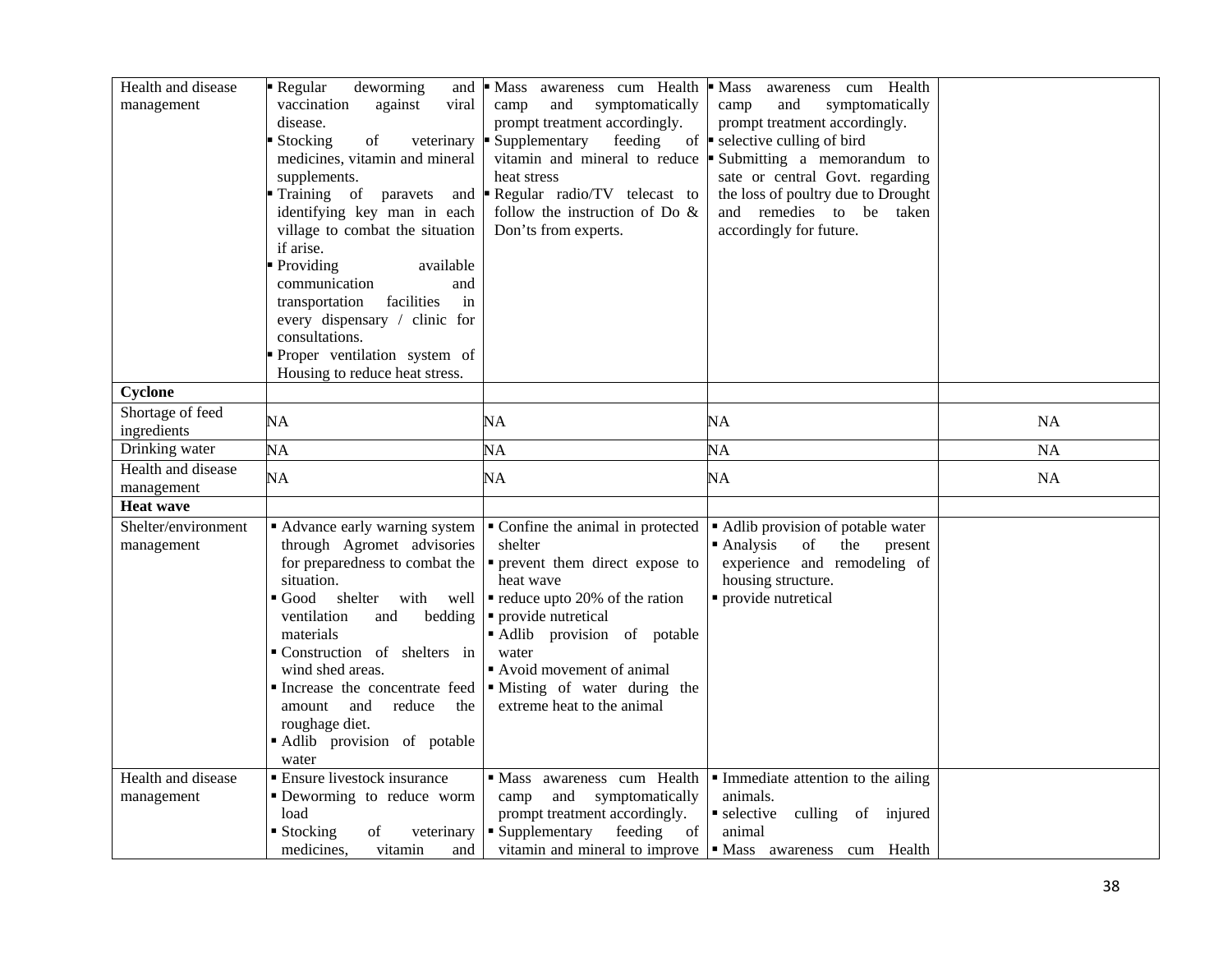| | | | | |
|---|---|---|---|---|
| Health and disease management | ▪ Regular deworming and vaccination against viral disease.<br>▪ Stocking of veterinary medicines, vitamin and mineral supplements.<br>▪ Training of paravets and identifying key man in each village to combat the situation if arise.<br>▪ Providing available communication and transportation facilities in every dispensary / clinic for consultations.<br>▪ Proper ventilation system of Housing to reduce heat stress. | ▪ Mass awareness cum Health camp and symptomatically prompt treatment accordingly.<br>▪ Supplementary feeding of vitamin and mineral to reduce heat stress<br>▪ Regular radio/TV telecast to follow the instruction of Do & Don'ts from experts. | ▪ Mass awareness cum Health camp and symptomatically prompt treatment accordingly.<br>▪ selective culling of bird<br>▪ Submitting a memorandum to sate or central Govt. regarding the loss of poultry due to Drought and remedies to be taken accordingly for future. | |
| **Cyclone** | | | | |
| Shortage of feed ingredients | NA | NA | NA | NA |
| Drinking water | NA | NA | NA | NA |
| Health and disease management | NA | NA | NA | NA |
| **Heat wave** | | | | |
| Shelter/environment management | ▪ Advance early warning system through Agromet advisories for preparedness to combat the situation.<br>▪ Good shelter with well ventilation and bedding materials<br>▪ Construction of shelters in wind shed areas.<br>▪ Increase the concentrate feed amount and reduce the roughage diet.<br>▪ Adlib provision of potable water | ▪ Confine the animal in protected shelter<br>▪ prevent them direct expose to heat wave<br>▪ reduce upto 20% of the ration<br>▪ provide nutretical<br>▪ Adlib provision of potable water<br>▪ Avoid movement of animal<br>▪ Misting of water during the extreme heat to the animal | ▪ Adlib provision of potable water<br>▪ Analysis of the present experience and remodeling of housing structure.<br>▪ provide nutretical | |
| Health and disease management | ▪ Ensure livestock insurance<br>▪ Deworming to reduce worm load<br>▪ Stocking of veterinary medicines, vitamin and | ▪ Mass awareness cum Health camp and symptomatically prompt treatment accordingly.<br>▪ Supplementary feeding of vitamin and mineral to improve | ▪ Immediate attention to the ailing animals.<br>▪ selective culling of injured animal<br>▪ Mass awareness cum Health | |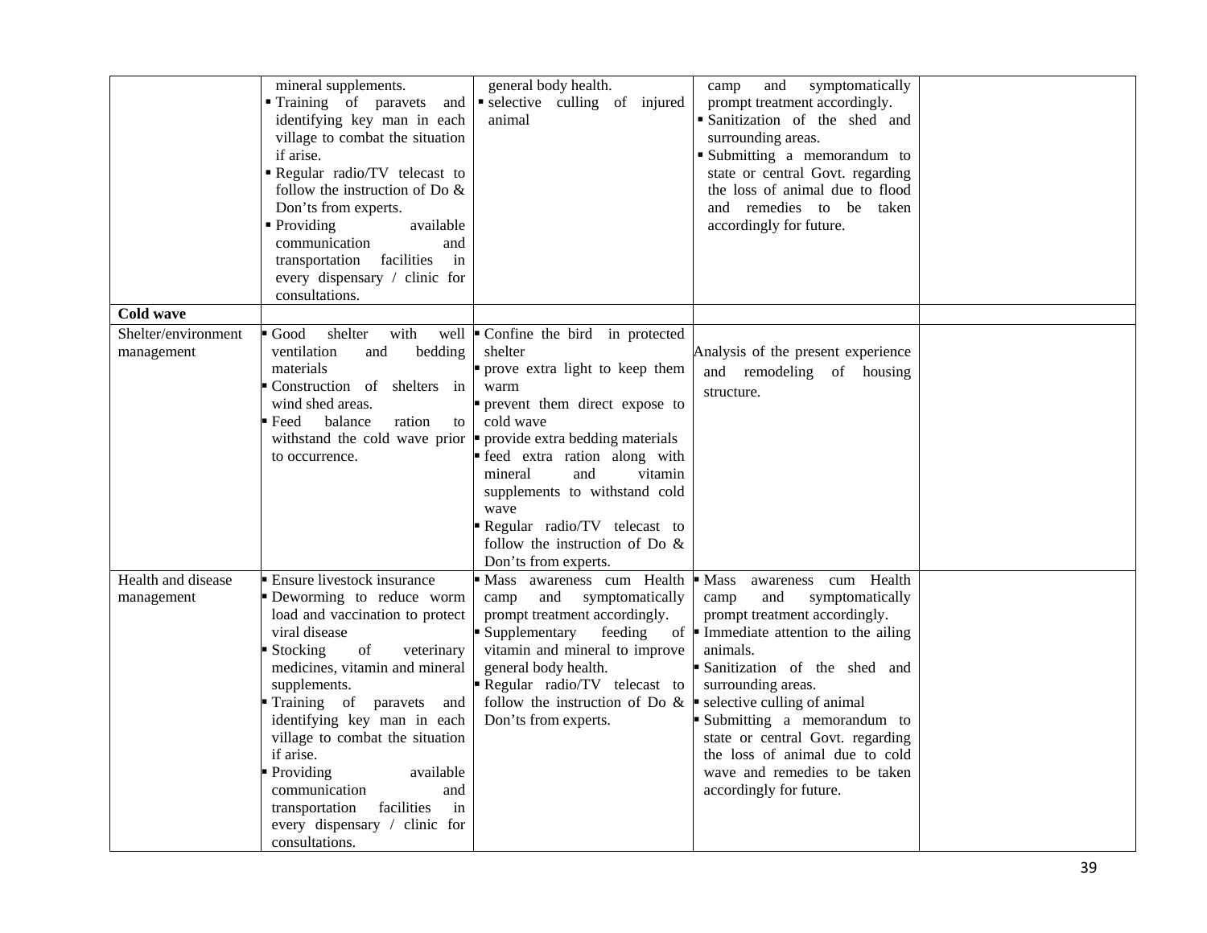| | | | | |
|---|---|---|---|---|
| | mineral supplements.<br>▪ Training of paravets and identifying key man in each village to combat the situation if arise.<br>▪ Regular radio/TV telecast to follow the instruction of Do & Don't s from experts.<br>▪ Providing available communication and transportation facilities in every dispensary / clinic for consultations. | general body health.<br>▪ selective culling of injured animal | camp and symptomatically prompt treatment accordingly.<br>▪ Sanitization of the shed and surrounding areas.<br>▪ Submitting a memorandum to state or central Govt. regarding the loss of animal due to flood and remedies to be taken accordingly for future. | |
| **Cold wave** | | | | |
| Shelter/environment management | ▪ Good shelter with well ventilation and bedding materials<br>▪ Construction of shelters in wind shed areas.<br>▪ Feed balance ration to withstand the cold wave prior to occurrence. | ▪ Confine the bird in protected shelter<br>▪ prove extra light to keep them warm<br>▪ prevent them direct expose to cold wave<br>▪ provide extra bedding materials<br>▪ feed extra ration along with mineral and vitamin supplements to withstand cold wave<br>▪ Regular radio/TV telecast to follow the instruction of Do & Don't s from experts. | Analysis of the present experience and remodeling of housing structure. | |
| Health and disease management | ▪ Ensure livestock insurance<br>▪ Deworming to reduce worm load and vaccination to protect viral disease<br>▪ Stocking of veterinary medicines, vitamin and mineral supplements.<br>▪ Training of paravets and identifying key man in each village to combat the situation if arise.<br>▪ Providing available communication and transportation facilities in every dispensary / clinic for consultations. | ▪ Mass awareness cum Health camp and symptomatically prompt treatment accordingly.<br>▪ Supplementary feeding of vitamin and mineral to improve general body health.<br>▪ Regular radio/TV telecast to follow the instruction of Do & Don't s from experts. | ▪ Mass awareness cum Health camp and symptomatically prompt treatment accordingly.<br>▪ Immediate attention to the ailing animals.<br>▪ Sanitization of the shed and surrounding areas.<br>▪ selective culling of animal<br>▪ Submitting a memorandum to state or central Govt. regarding the loss of animal due to cold wave and remedies to be taken accordingly for future. | |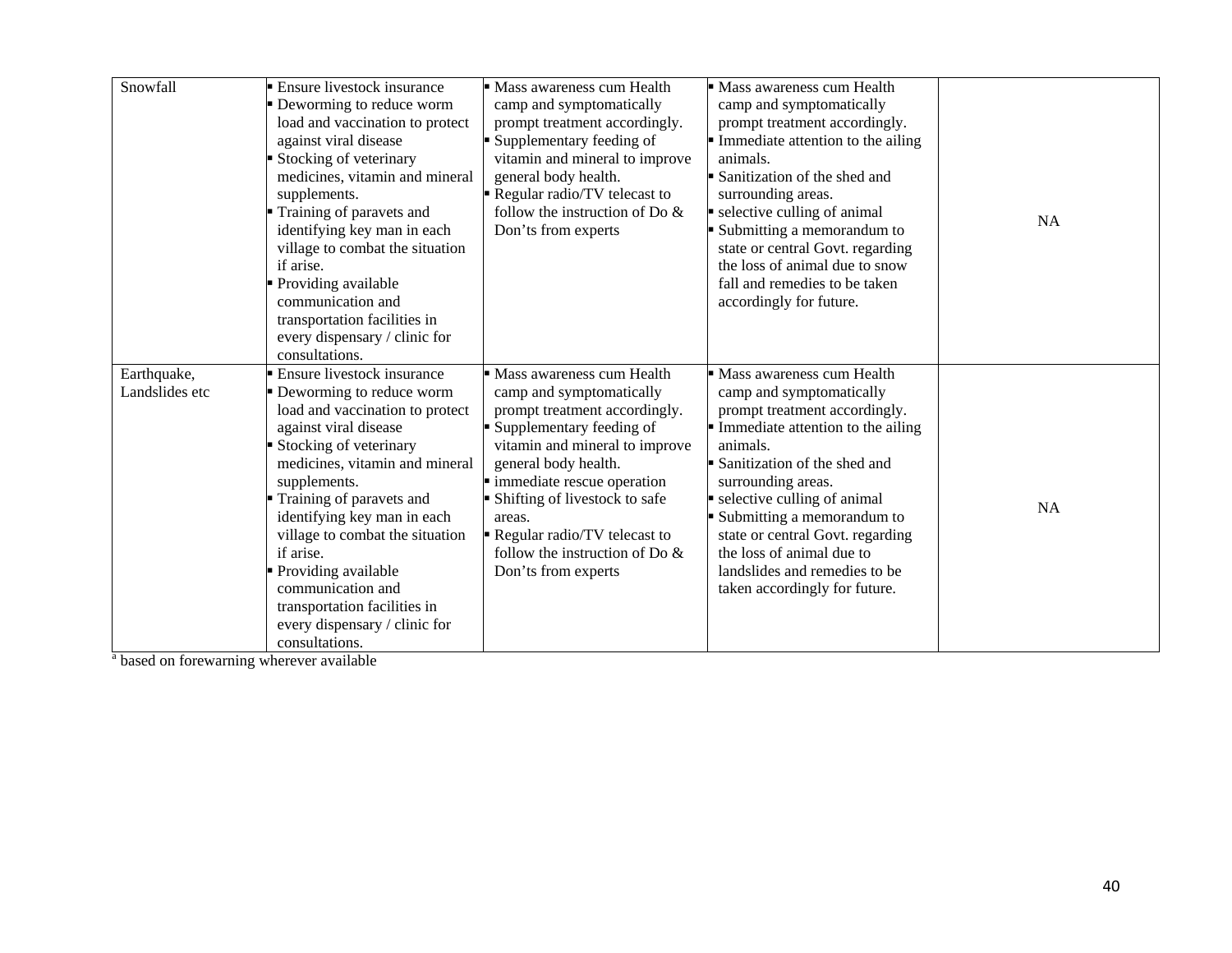| | | | | |
|---|---|---|---|---|
| Snowfall | ▪ Ensure livestock insurance<br>▪ Deworming to reduce worm load and vaccination to protect against viral disease<br>▪ Stocking of veterinary medicines, vitamin and mineral supplements.<br>▪ Training of paravets and identifying key man in each village to combat the situation if arise.<br>▪ Providing available communication and transportation facilities in every dispensary / clinic for consultations. | ▪ Mass awareness cum Health camp and symptomatically prompt treatment accordingly.<br>▪ Supplementary feeding of vitamin and mineral to improve general body health.<br>▪ Regular radio/TV telecast to follow the instruction of Do & Don’ts from experts | ▪ Mass awareness cum Health camp and symptomatically prompt treatment accordingly.<br>▪ Immediate attention to the ailing animals.<br>▪ Sanitization of the shed and surrounding areas.<br>▪ selective culling of animal<br>▪ Submitting a memorandum to state or central Govt. regarding the loss of animal due to snow fall and remedies to be taken accordingly for future. | NA |
| Earthquake, Landslides etc | ▪ Ensure livestock insurance<br>▪ Deworming to reduce worm load and vaccination to protect against viral disease<br>▪ Stocking of veterinary medicines, vitamin and mineral supplements.<br>▪ Training of paravets and identifying key man in each village to combat the situation if arise.<br>▪ Providing available communication and transportation facilities in every dispensary / clinic for consultations. | ▪ Mass awareness cum Health camp and symptomatically prompt treatment accordingly.<br>▪ Supplementary feeding of vitamin and mineral to improve general body health.<br>▪ immediate rescue operation<br>▪ Shifting of livestock to safe areas.<br>▪ Regular radio/TV telecast to follow the instruction of Do & Don’ts from experts | ▪ Mass awareness cum Health camp and symptomatically prompt treatment accordingly.<br>▪ Immediate attention to the ailing animals.<br>▪ Sanitization of the shed and surrounding areas.<br>▪ selective culling of animal<br>▪ Submitting a memorandum to state or central Govt. regarding the loss of animal due to landslides and remedies to be taken accordingly for future. | NA |

[a] based on forewarning wherever available